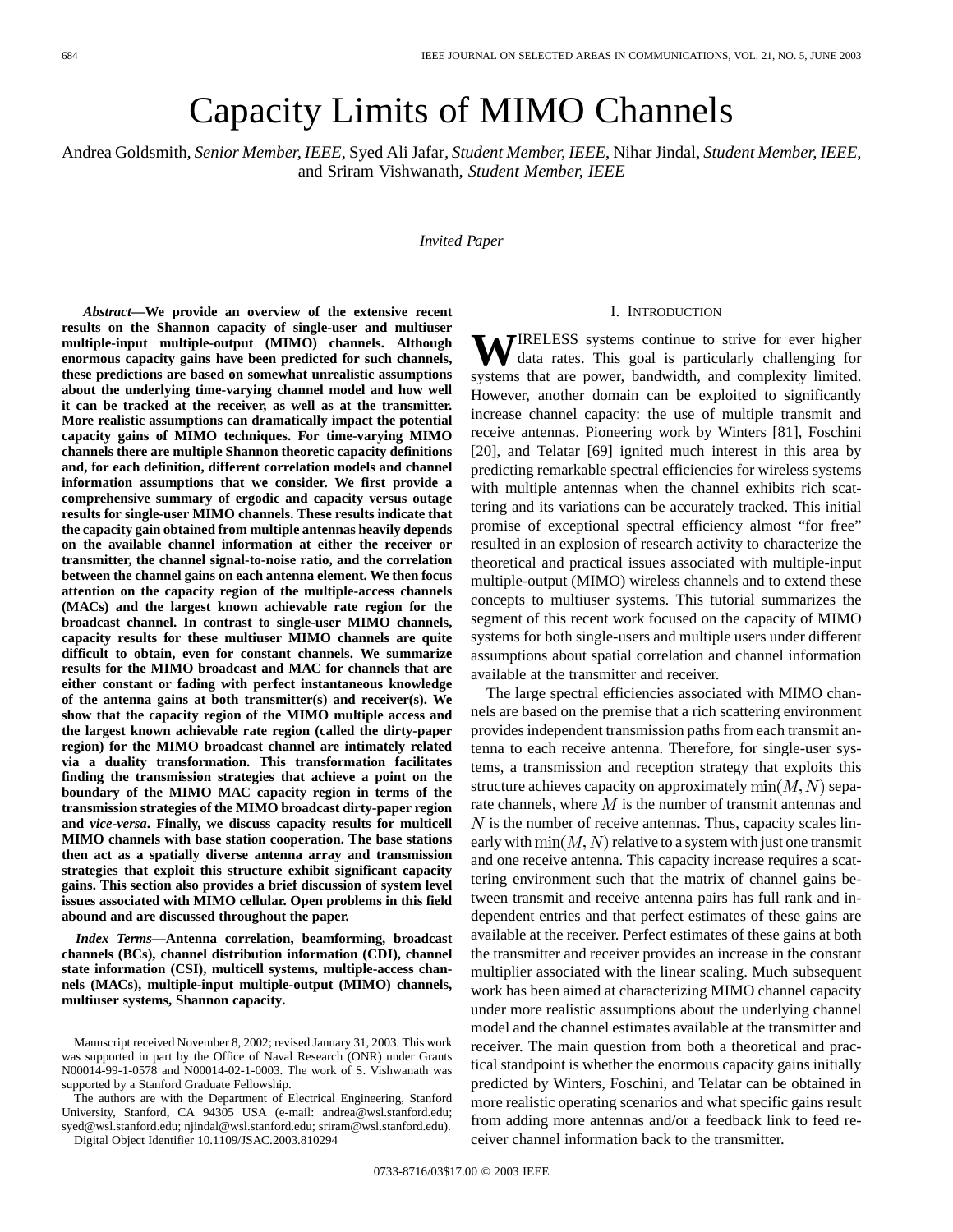// Capacity Limits of MIMO Channels

Andrea Goldsmith, *Senior Member, IEEE*, Syed Ali Jafar, *Student Member, IEEE*, Nihar Jindal, *Student Member, IEEE*, and Sriram Vishwanath, *Student Member, IEEE*

*Invited Paper*

***Abstract*—We provide an overview of the extensive recent results on the Shannon capacity of single-user and multiuser multiple-input multiple-output (MIMO) channels. Although enormous capacity gains have been predicted for such channels, these predictions are based on somewhat unrealistic assumptions about the underlying time-varying channel model and how well it can be tracked at the receiver, as well as at the transmitter. More realistic assumptions can dramatically impact the potential capacity gains of MIMO techniques. For time-varying MIMO channels there are multiple Shannon theoretic capacity definitions and, for each definition, different correlation models and channel information assumptions that we consider. We first provide a comprehensive summary of ergodic and capacity versus outage results for single-user MIMO channels. These results indicate that the capacity gain obtained from multiple antennas heavily depends on the available channel information at either the receiver or transmitter, the channel signal-to-noise ratio, and the correlation between the channel gains on each antenna element. We then focus attention on the capacity region of the multiple-access channels (MACs) and the largest known achievable rate region for the broadcast channel. In contrast to single-user MIMO channels, capacity results for these multiuser MIMO channels are quite difficult to obtain, even for constant channels. We summarize results for the MIMO broadcast and MAC for channels that are either constant or fading with perfect instantaneous knowledge of the antenna gains at both transmitter(s) and receiver(s). We show that the capacity region of the MIMO multiple access and the largest known achievable rate region (called the dirty-paper region) for the MIMO broadcast channel are intimately related via a duality transformation. This transformation facilitates finding the transmission strategies that achieve a point on the boundary of the MIMO MAC capacity region in terms of the transmission strategies of the MIMO broadcast dirty-paper region and *vice-versa*. Finally, we discuss capacity results for multicell MIMO channels with base station cooperation. The base stations then act as a spatially diverse antenna array and transmission strategies that exploit this structure exhibit significant capacity gains. This section also provides a brief discussion of system level issues associated with MIMO cellular. Open problems in this field abound and are discussed throughout the paper.**

***Index Terms*—Antenna correlation, beamforming, broadcast channels (BCs), channel distribution information (CDI), channel state information (CSI), multicell systems, multiple-access channels (MACs), multiple-input multiple-output (MIMO) channels, multiuser systems, Shannon capacity.**

Manuscript received November 8, 2002; revised January 31, 2003. This work was supported in part by the Office of Naval Research (ONR) under Grants N00014-99-1-0578 and N00014-02-1-0003. The work of S. Vishwanath was supported by a Stanford Graduate Fellowship.

The authors are with the Department of Electrical Engineering, Stanford University, Stanford, CA 94305 USA (e-mail: andrea@wsl.stanford.edu; syed@wsl.stanford.edu; njindal@wsl.stanford.edu; sriram@wsl.stanford.edu).

Digital Object Identifier 10.1109/JSAC.2003.810294

## I. Introduction

Wireless systems continue to strive for ever higher data rates. This goal is particularly challenging for systems that are power, bandwidth, and complexity limited. However, another domain can be exploited to significantly increase channel capacity: the use of multiple transmit and receive antennas. Pioneering work by Winters [81], Foschini [20], and Telatar [69] ignited much interest in this area by predicting remarkable spectral efficiencies for wireless systems with multiple antennas when the channel exhibits rich scattering and its variations can be accurately tracked. This initial promise of exceptional spectral efficiency almost "for free" resulted in an explosion of research activity to characterize the theoretical and practical issues associated with multiple-input multiple-output (MIMO) wireless channels and to extend these concepts to multiuser systems. This tutorial summarizes the segment of this recent work focused on the capacity of MIMO systems for both single-users and multiple users under different assumptions about spatial correlation and channel information available at the transmitter and receiver.

The large spectral efficiencies associated with MIMO channels are based on the premise that a rich scattering environment provides independent transmission paths from each transmit antenna to each receive antenna. Therefore, for single-user systems, a transmission and reception strategy that exploits this structure achieves capacity on approximately $\min(M, N)$ separate channels, where $M$ is the number of transmit antennas and $N$ is the number of receive antennas. Thus, capacity scales linearly with $\min(M, N)$ relative to a system with just one transmit and one receive antenna. This capacity increase requires a scattering environment such that the matrix of channel gains between transmit and receive antenna pairs has full rank and independent entries and that perfect estimates of these gains are available at the receiver. Perfect estimates of these gains at both the transmitter and receiver provides an increase in the constant multiplier associated with the linear scaling. Much subsequent work has been aimed at characterizing MIMO channel capacity under more realistic assumptions about the underlying channel model and the channel estimates available at the transmitter and receiver. The main question from both a theoretical and practical standpoint is whether the enormous capacity gains initially predicted by Winters, Foschini, and Telatar can be obtained in more realistic operating scenarios and what specific gains result from adding more antennas and/or a feedback link to feed receiver channel information back to the transmitter.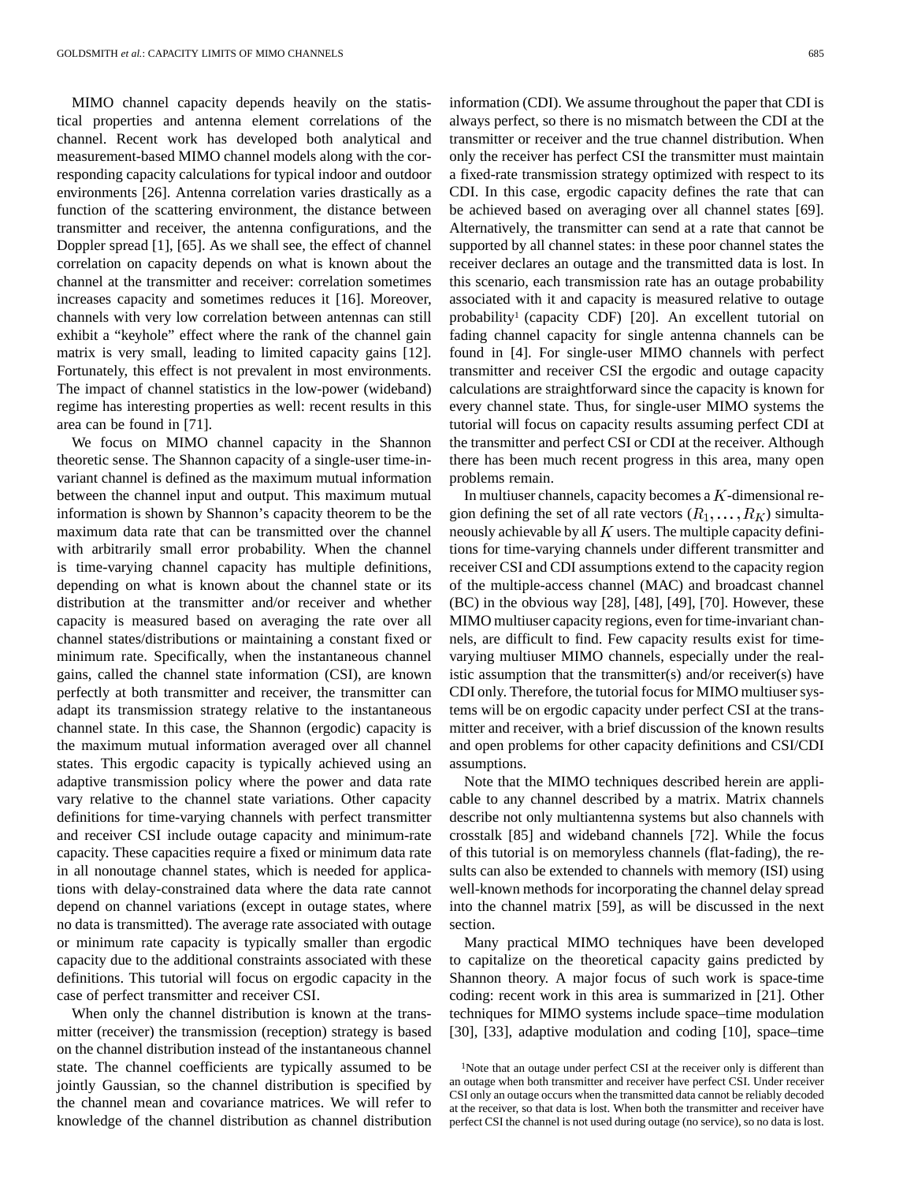MIMO channel capacity depends heavily on the statistical properties and antenna element correlations of the channel. Recent work has developed both analytical and measurement-based MIMO channel models along with the corresponding capacity calculations for typical indoor and outdoor environments [26]. Antenna correlation varies drastically as a function of the scattering environment, the distance between transmitter and receiver, the antenna configurations, and the Doppler spread [1], [65]. As we shall see, the effect of channel correlation on capacity depends on what is known about the channel at the transmitter and receiver: correlation sometimes increases capacity and sometimes reduces it [16]. Moreover, channels with very low correlation between antennas can still exhibit a "keyhole" effect where the rank of the channel gain matrix is very small, leading to limited capacity gains [12]. Fortunately, this effect is not prevalent in most environments. The impact of channel statistics in the low-power (wideband) regime has interesting properties as well: recent results in this area can be found in [71].

We focus on MIMO channel capacity in the Shannon theoretic sense. The Shannon capacity of a single-user time-invariant channel is defined as the maximum mutual information between the channel input and output. This maximum mutual information is shown by Shannon's capacity theorem to be the maximum data rate that can be transmitted over the channel with arbitrarily small error probability. When the channel is time-varying channel capacity has multiple definitions, depending on what is known about the channel state or its distribution at the transmitter and/or receiver and whether capacity is measured based on averaging the rate over all channel states/distributions or maintaining a constant fixed or minimum rate. Specifically, when the instantaneous channel gains, called the channel state information (CSI), are known perfectly at both transmitter and receiver, the transmitter can adapt its transmission strategy relative to the instantaneous channel state. In this case, the Shannon (ergodic) capacity is the maximum mutual information averaged over all channel states. This ergodic capacity is typically achieved using an adaptive transmission policy where the power and data rate vary relative to the channel state variations. Other capacity definitions for time-varying channels with perfect transmitter and receiver CSI include outage capacity and minimum-rate capacity. These capacities require a fixed or minimum data rate in all nonoutage channel states, which is needed for applications with delay-constrained data where the data rate cannot depend on channel variations (except in outage states, where no data is transmitted). The average rate associated with outage or minimum rate capacity is typically smaller than ergodic capacity due to the additional constraints associated with these definitions. This tutorial will focus on ergodic capacity in the case of perfect transmitter and receiver CSI.

When only the channel distribution is known at the transmitter (receiver) the transmission (reception) strategy is based on the channel distribution instead of the instantaneous channel state. The channel coefficients are typically assumed to be jointly Gaussian, so the channel distribution is specified by the channel mean and covariance matrices. We will refer to knowledge of the channel distribution as channel distribution information (CDI). We assume throughout the paper that CDI is always perfect, so there is no mismatch between the CDI at the transmitter or receiver and the true channel distribution. When only the receiver has perfect CSI the transmitter must maintain a fixed-rate transmission strategy optimized with respect to its CDI. In this case, ergodic capacity defines the rate that can be achieved based on averaging over all channel states [69]. Alternatively, the transmitter can send at a rate that cannot be supported by all channel states: in these poor channel states the receiver declares an outage and the transmitted data is lost. In this scenario, each transmission rate has an outage probability associated with it and capacity is measured relative to outage probability[1] (capacity CDF) [20]. An excellent tutorial on fading channel capacity for single antenna channels can be found in [4]. For single-user MIMO channels with perfect transmitter and receiver CSI the ergodic and outage capacity calculations are straightforward since the capacity is known for every channel state. Thus, for single-user MIMO systems the tutorial will focus on capacity results assuming perfect CDI at the transmitter and perfect CSI or CDI at the receiver. Although there has been much recent progress in this area, many open problems remain.

In multiuser channels, capacity becomes a $K$-dimensional region defining the set of all rate vectors $(R_1, \ldots, R_K)$ simultaneously achievable by all $K$ users. The multiple capacity definitions for time-varying channels under different transmitter and receiver CSI and CDI assumptions extend to the capacity region of the multiple-access channel (MAC) and broadcast channel (BC) in the obvious way [28], [48], [49], [70]. However, these MIMO multiuser capacity regions, even for time-invariant channels, are difficult to find. Few capacity results exist for time-varying multiuser MIMO channels, especially under the realistic assumption that the transmitter(s) and/or receiver(s) have CDI only. Therefore, the tutorial focus for MIMO multiuser systems will be on ergodic capacity under perfect CSI at the transmitter and receiver, with a brief discussion of the known results and open problems for other capacity definitions and CSI/CDI assumptions.

Note that the MIMO techniques described herein are applicable to any channel described by a matrix. Matrix channels describe not only multiantenna systems but also channels with crosstalk [85] and wideband channels [72]. While the focus of this tutorial is on memoryless channels (flat-fading), the results can also be extended to channels with memory (ISI) using well-known methods for incorporating the channel delay spread into the channel matrix [59], as will be discussed in the next section.

Many practical MIMO techniques have been developed to capitalize on the theoretical capacity gains predicted by Shannon theory. A major focus of such work is space-time coding: recent work in this area is summarized in [21]. Other techniques for MIMO systems include space–time modulation [30], [33], adaptive modulation and coding [10], space–time

[1]Note that an outage under perfect CSI at the receiver only is different than an outage when both transmitter and receiver have perfect CSI. Under receiver CSI only an outage occurs when the transmitted data cannot be reliably decoded at the receiver, so that data is lost. When both the transmitter and receiver have perfect CSI the channel is not used during outage (no service), so no data is lost.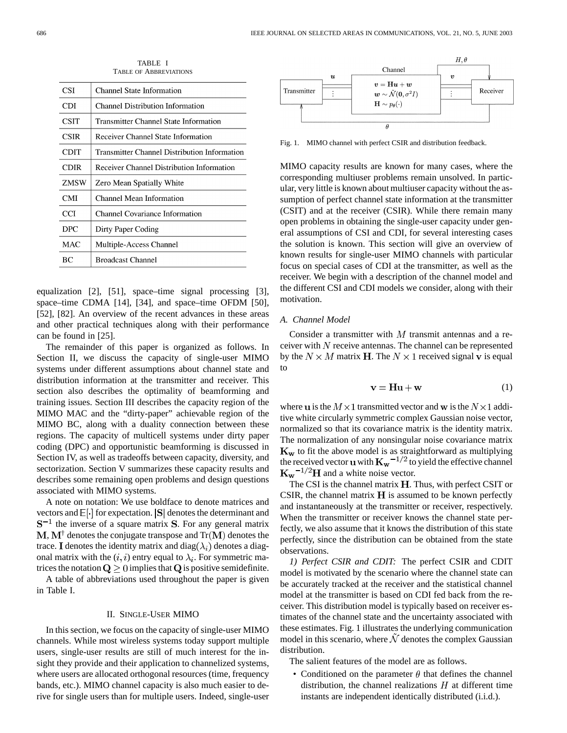TABLE I
TABLE OF ABBREVIATIONS

| | |
|---|---|
| CSI | Channel State Information |
| CDI | Channel Distribution Information |
| CSIT | Transmitter Channel State Information |
| CSIR | Receiver Channel State Information |
| CDIT | Transmitter Channel Distribution Information |
| CDIR | Receiver Channel Distribution Information |
| ZMSW | Zero Mean Spatially White |
| CMI | Channel Mean Information |
| CCI | Channel Covariance Information |
| DPC | Dirty Paper Coding |
| MAC | Multiple-Access Channel |
| BC | Broadcast Channel |

equalization [2], [51], space–time signal processing [3], space–time CDMA [14], [34], and space–time OFDM [50], [52], [82]. An overview of the recent advances in these areas and other practical techniques along with their performance can be found in [25].

The remainder of this paper is organized as follows. In Section II, we discuss the capacity of single-user MIMO systems under different assumptions about channel state and distribution information at the transmitter and receiver. This section also describes the optimality of beamforming and training issues. Section III describes the capacity region of the MIMO MAC and the "dirty-paper" achievable region of the MIMO BC, along with a duality connection between these regions. The capacity of multicell systems under dirty paper coding (DPC) and opportunistic beamforming is discussed in Section IV, as well as tradeoffs between capacity, diversity, and sectorization. Section V summarizes these capacity results and describes some remaining open problems and design questions associated with MIMO systems.

A note on notation: We use boldface to denote matrices and vectors and $\mathbb{E}[\cdot]$ for expectation. $|\mathbf{S}|$ denotes the determinant and $\mathbf{S}^{-1}$ the inverse of a square matrix $\mathbf{S}$. For any general matrix $\mathbf{M}$, $\mathbf{M}^{\dagger}$ denotes the conjugate transpose and $\mathrm{Tr}(\mathbf{M})$ denotes the trace. $\mathbf{I}$ denotes the identity matrix and $\mathrm{diag}(\lambda_i)$ denotes a diagonal matrix with the $(i,i)$ entry equal to $\lambda_i$. For symmetric matrices the notation $\mathbf{Q} \geq 0$ implies that $\mathbf{Q}$ is positive semidefinite.

A table of abbreviations used throughout the paper is given in Table I.

## II. Single-User MIMO

In this section, we focus on the capacity of single-user MIMO channels. While most wireless systems today support multiple users, single-user results are still of much interest for the insight they provide and their application to channelized systems, where users are allocated orthogonal resources (time, frequency bands, etc.). MIMO channel capacity is also much easier to derive for single users than for multiple users. Indeed, single-user MIMO capacity results are known for many cases, where the corresponding multiuser problems remain unsolved. In particular, very little is known about multiuser capacity without the assumption of perfect channel state information at the transmitter (CSIT) and at the receiver (CSIR). While there remain many open problems in obtaining the single-user capacity under general assumptions of CSI and CDI, for several interesting cases the solution is known. This section will give an overview of known results for single-user MIMO channels with particular focus on special cases of CDI at the transmitter, as well as the receiver. We begin with a description of the channel model and the different CSI and CDI models we consider, along with their motivation.

Fig. 1. MIMO channel with perfect CSIR and distribution feedback.

### A. Channel Model

Consider a transmitter with $M$ transmit antennas and a receiver with $N$ receive antennas. The channel can be represented by the $N \times M$ matrix $\mathbf{H}$. The $N \times 1$ received signal $\mathbf{v}$ is equal to

$$\mathbf{v} = \mathbf{H}\mathbf{u} + \mathbf{w} \tag{1}$$

where $\mathbf{u}$ is the $M \times 1$ transmitted vector and $\mathbf{w}$ is the $N \times 1$ additive white circularly symmetric complex Gaussian noise vector, normalized so that its covariance matrix is the identity matrix. The normalization of any nonsingular noise covariance matrix $\mathbf{K_w}$ to fit the above model is as straightforward as multiplying the received vector $\mathbf{u}$ with $\mathbf{K_w}^{-1/2}$ to yield the effective channel $\mathbf{K_w}^{-1/2}\mathbf{H}$ and a white noise vector.

The CSI is the channel matrix $\mathbf{H}$. Thus, with perfect CSIT or CSIR, the channel matrix $\mathbf{H}$ is assumed to be known perfectly and instantaneously at the transmitter or receiver, respectively. When the transmitter or receiver knows the channel state perfectly, we also assume that it knows the distribution of this state perfectly, since the distribution can be obtained from the state observations.

*1) Perfect CSIR and CDIT:* The perfect CSIR and CDIT model is motivated by the scenario where the channel state can be accurately tracked at the receiver and the statistical channel model at the transmitter is based on CDI fed back from the receiver. This distribution model is typically based on receiver estimates of the channel state and the uncertainty associated with these estimates. Fig. 1 illustrates the underlying communication model in this scenario, where $\tilde{\mathcal{N}}$ denotes the complex Gaussian distribution.

The salient features of the model are as follows.

- Conditioned on the parameter $\theta$ that defines the channel distribution, the channel realizations $H$ at different time instants are independent identically distributed (i.i.d.).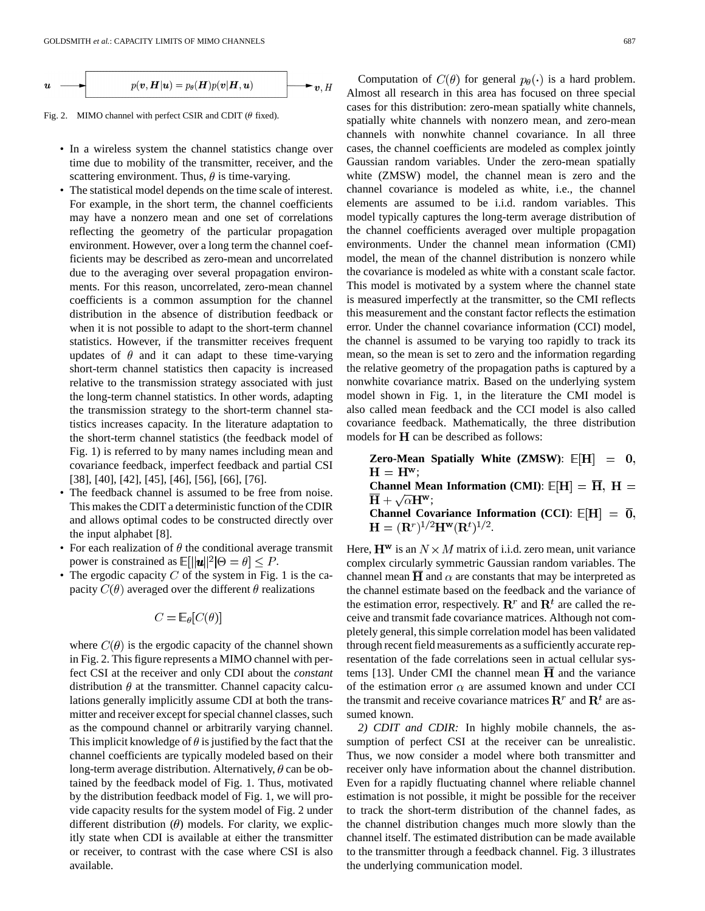$\boldsymbol{u} \longrightarrow$ $p(\boldsymbol{v}, \boldsymbol{H}|\boldsymbol{u}) = p_\theta(\boldsymbol{H})p(\boldsymbol{v}|\boldsymbol{H}, \boldsymbol{u})$ $\longrightarrow \boldsymbol{v}, H$

Fig. 2. MIMO channel with perfect CSIR and CDIT ($\theta$ fixed).

- In a wireless system the channel statistics change over time due to mobility of the transmitter, receiver, and the scattering environment. Thus, $\theta$ is time-varying.
- The statistical model depends on the time scale of interest. For example, in the short term, the channel coefficients may have a nonzero mean and one set of correlations reflecting the geometry of the particular propagation environment. However, over a long term the channel coefficients may be described as zero-mean and uncorrelated due to the averaging over several propagation environments. For this reason, uncorrelated, zero-mean channel coefficients is a common assumption for the channel distribution in the absence of distribution feedback or when it is not possible to adapt to the short-term channel statistics. However, if the transmitter receives frequent updates of $\theta$ and it can adapt to these time-varying short-term channel statistics then capacity is increased relative to the transmission strategy associated with just the long-term channel statistics. In other words, adapting the transmission strategy to the short-term channel statistics increases capacity. In the literature adaptation to the short-term channel statistics (the feedback model of Fig. 1) is referred to by many names including mean and covariance feedback, imperfect feedback and partial CSI [38], [40], [42], [45], [46], [56], [66], [76].
- The feedback channel is assumed to be free from noise. This makes the CDIT a deterministic function of the CDIR and allows optimal codes to be constructed directly over the input alphabet [8].
- For each realization of $\theta$ the conditional average transmit power is constrained as $\mathbb{E}[||\boldsymbol{u}||^2|\Theta = \theta] \leq P$.
- The ergodic capacity $C$ of the system in Fig. 1 is the capacity $C(\theta)$ averaged over the different $\theta$ realizations

$$C = \mathbb{E}_\theta[C(\theta)]$$

where $C(\theta)$ is the ergodic capacity of the channel shown in Fig. 2. This figure represents a MIMO channel with perfect CSI at the receiver and only CDI about the *constant* distribution $\theta$ at the transmitter. Channel capacity calculations generally implicitly assume CDI at both the transmitter and receiver except for special channel classes, such as the compound channel or arbitrarily varying channel. This implicit knowledge of $\theta$ is justified by the fact that the channel coefficients are typically modeled based on their long-term average distribution. Alternatively, $\theta$ can be obtained by the feedback model of Fig. 1. Thus, motivated by the distribution feedback model of Fig. 1, we will provide capacity results for the system model of Fig. 2 under different distribution ($\theta$) models. For clarity, we explicitly state when CDI is available at either the transmitter or receiver, to contrast with the case where CSI is also available.

Computation of $C(\theta)$ for general $p_\theta(\cdot)$ is a hard problem. Almost all research in this area has focused on three special cases for this distribution: zero-mean spatially white channels, spatially white channels with nonzero mean, and zero-mean channels with nonwhite channel covariance. In all three cases, the channel coefficients are modeled as complex jointly Gaussian random variables. Under the zero-mean spatially white (ZMSW) model, the channel mean is zero and the channel covariance is modeled as white, i.e., the channel elements are assumed to be i.i.d. random variables. This model typically captures the long-term average distribution of the channel coefficients averaged over multiple propagation environments. Under the channel mean information (CMI) model, the mean of the channel distribution is nonzero while the covariance is modeled as white with a constant scale factor. This model is motivated by a system where the channel state is measured imperfectly at the transmitter, so the CMI reflects this measurement and the constant factor reflects the estimation error. Under the channel covariance information (CCI) model, the channel is assumed to be varying too rapidly to track its mean, so the mean is set to zero and the information regarding the relative geometry of the propagation paths is captured by a nonwhite covariance matrix. Based on the underlying system model shown in Fig. 1, in the literature the CMI model is also called mean feedback and the CCI model is also called covariance feedback. Mathematically, the three distribution models for $\mathbf{H}$ can be described as follows:

**Zero-Mean Spatially White (ZMSW)**: $\mathbb{E}[\mathbf{H}] = \mathbf{0}$, $\mathbf{H} = \mathbf{H^w}$;

**Channel Mean Information (CMI)**: $\mathbb{E}[\mathbf{H}] = \overline{\mathbf{H}}$, $\mathbf{H} = \overline{\mathbf{H}} + \sqrt{\alpha}\mathbf{H^w}$;

**Channel Covariance Information (CCI)**: $\mathbb{E}[\mathbf{H}] = \bar{\mathbf{0}}$, $\mathbf{H} = (\mathbf{R}^r)^{1/2}\mathbf{H^w}(\mathbf{R}^t)^{1/2}$.

Here, $\mathbf{H^w}$ is an $N \times M$ matrix of i.i.d. zero mean, unit variance complex circularly symmetric Gaussian random variables. The channel mean $\overline{\mathbf{H}}$ and $\alpha$ are constants that may be interpreted as the channel estimate based on the feedback and the variance of the estimation error, respectively. $\mathbf{R}^r$ and $\mathbf{R}^t$ are called the receive and transmit fade covariance matrices. Although not completely general, this simple correlation model has been validated through recent field measurements as a sufficiently accurate representation of the fade correlations seen in actual cellular systems [13]. Under CMI the channel mean $\overline{\mathbf{H}}$ and the variance of the estimation error $\alpha$ are assumed known and under CCI the transmit and receive covariance matrices $\mathbf{R}^r$ and $\mathbf{R}^t$ are assumed known.

*2) CDIT and CDIR:* In highly mobile channels, the assumption of perfect CSI at the receiver can be unrealistic. Thus, we now consider a model where both transmitter and receiver only have information about the channel distribution. Even for a rapidly fluctuating channel where reliable channel estimation is not possible, it might be possible for the receiver to track the short-term distribution of the channel fades, as the channel distribution changes much more slowly than the channel itself. The estimated distribution can be made available to the transmitter through a feedback channel. Fig. 3 illustrates the underlying communication model.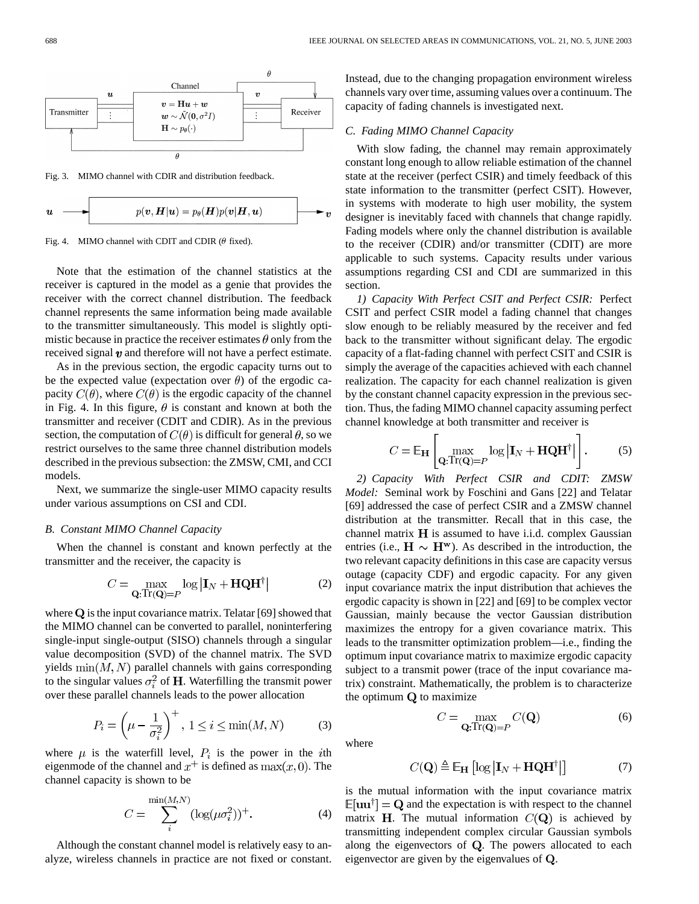Fig. 3. MIMO channel with CDIR and distribution feedback.

Fig. 4. MIMO channel with CDIT and CDIR ($\theta$ fixed).

Note that the estimation of the channel statistics at the receiver is captured in the model as a genie that provides the receiver with the correct channel distribution. The feedback channel represents the same information being made available to the transmitter simultaneously. This model is slightly optimistic because in practice the receiver estimates $\theta$ only from the received signal $\boldsymbol{v}$ and therefore will not have a perfect estimate.

As in the previous section, the ergodic capacity turns out to be the expected value (expectation over $\theta$) of the ergodic capacity $C(\theta)$, where $C(\theta)$ is the ergodic capacity of the channel in Fig. 4. In this figure, $\theta$ is constant and known at both the transmitter and receiver (CDIT and CDIR). As in the previous section, the computation of $C(\theta)$ is difficult for general $\theta$, so we restrict ourselves to the same three channel distribution models described in the previous subsection: the ZMSW, CMI, and CCI models.

Next, we summarize the single-user MIMO capacity results under various assumptions on CSI and CDI.

### B. Constant MIMO Channel Capacity

When the channel is constant and known perfectly at the transmitter and the receiver, the capacity is

$$C = \max_{\mathbf{Q}:\text{Tr}(\mathbf{Q})=P} \log\left|\mathbf{I}_N + \mathbf{H}\mathbf{Q}\mathbf{H}^\dagger\right| \tag{2}$$

where $\mathbf{Q}$ is the input covariance matrix. Telatar [69] showed that the MIMO channel can be converted to parallel, noninterfering single-input single-output (SISO) channels through a singular value decomposition (SVD) of the channel matrix. The SVD yields $\min(M,N)$ parallel channels with gains corresponding to the singular values $\sigma_i^2$ of $\mathbf{H}$. Waterfilling the transmit power over these parallel channels leads to the power allocation

$$P_i = \left(\mu - \frac{1}{\sigma_i^2}\right)^+, \; 1 \le i \le \min(M,N) \tag{3}$$

where $\mu$ is the waterfill level, $P_i$ is the power in the $i$th eigenmode of the channel and $x^+$ is defined as $\max(x,0)$. The channel capacity is shown to be

$$C = \sum_i^{\min(M,N)} (\log(\mu\sigma_i^2))^+. \tag{4}$$

Although the constant channel model is relatively easy to analyze, wireless channels in practice are not fixed or constant. Instead, due to the changing propagation environment wireless channels vary over time, assuming values over a continuum. The capacity of fading channels is investigated next.

### C. Fading MIMO Channel Capacity

With slow fading, the channel may remain approximately constant long enough to allow reliable estimation of the channel state at the receiver (perfect CSIR) and timely feedback of this state information to the transmitter (perfect CSIT). However, in systems with moderate to high user mobility, the system designer is inevitably faced with channels that change rapidly. Fading models where only the channel distribution is available to the receiver (CDIR) and/or transmitter (CDIT) are more applicable to such systems. Capacity results under various assumptions regarding CSI and CDI are summarized in this section.

*1) Capacity With Perfect CSIT and Perfect CSIR:* Perfect CSIT and perfect CSIR model a fading channel that changes slow enough to be reliably measured by the receiver and fed back to the transmitter without significant delay. The ergodic capacity of a flat-fading channel with perfect CSIT and CSIR is simply the average of the capacities achieved with each channel realization. The capacity for each channel realization is given by the constant channel capacity expression in the previous section. Thus, the fading MIMO channel capacity assuming perfect channel knowledge at both transmitter and receiver is

$$C = \mathbb{E}_{\mathbf{H}}\left[\max_{\mathbf{Q}:\text{Tr}(\mathbf{Q})=P} \log\left|\mathbf{I}_N + \mathbf{H}\mathbf{Q}\mathbf{H}^\dagger\right|\right]. \tag{5}$$

*2) Capacity With Perfect CSIR and CDIT: ZMSW Model:* Seminal work by Foschini and Gans [22] and Telatar [69] addressed the case of perfect CSIR and a ZMSW channel distribution at the transmitter. Recall that in this case, the channel matrix $\mathbf{H}$ is assumed to have i.i.d. complex Gaussian entries (i.e., $\mathbf{H} \sim \mathbf{H}^{\mathbf{w}}$). As described in the introduction, the two relevant capacity definitions in this case are capacity versus outage (capacity CDF) and ergodic capacity. For any given input covariance matrix the input distribution that achieves the ergodic capacity is shown in [22] and [69] to be complex vector Gaussian, mainly because the vector Gaussian distribution maximizes the entropy for a given covariance matrix. This leads to the transmitter optimization problem—i.e., finding the optimum input covariance matrix to maximize ergodic capacity subject to a transmit power (trace of the input covariance matrix) constraint. Mathematically, the problem is to characterize the optimum $\mathbf{Q}$ to maximize

$$C = \max_{\mathbf{Q}:\text{Tr}(\mathbf{Q})=P} C(\mathbf{Q}) \tag{6}$$

where

$$C(\mathbf{Q}) \triangleq \mathbb{E}_{\mathbf{H}}\left[\log\left|\mathbf{I}_N + \mathbf{H}\mathbf{Q}\mathbf{H}^\dagger\right|\right] \tag{7}$$

is the mutual information with the input covariance matrix $\mathbb{E}[\mathbf{u}\mathbf{u}^\dagger] = \mathbf{Q}$ and the expectation is with respect to the channel matrix $\mathbf{H}$. The mutual information $C(\mathbf{Q})$ is achieved by transmitting independent complex circular Gaussian symbols along the eigenvectors of $\mathbf{Q}$. The powers allocated to each eigenvector are given by the eigenvalues of $\mathbf{Q}$.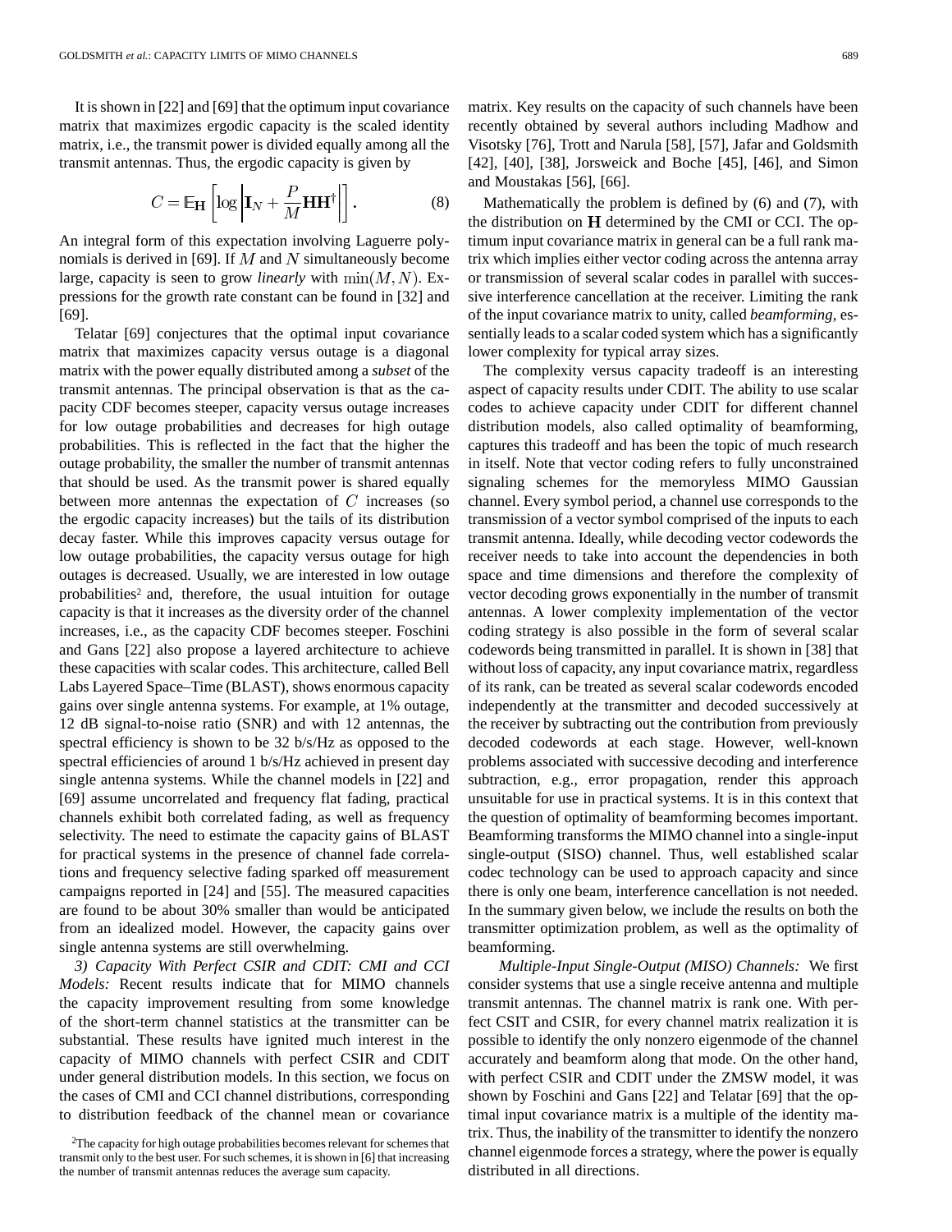It is shown in [22] and [69] that the optimum input covariance matrix that maximizes ergodic capacity is the scaled identity matrix, i.e., the transmit power is divided equally among all the transmit antennas. Thus, the ergodic capacity is given by

$$C = \mathbb{E}_{\mathbf{H}}\left[\log\left|\mathbf{I}_N + \frac{P}{M}\mathbf{H}\mathbf{H}^{\dagger}\right|\right]. \tag{8}$$

An integral form of this expectation involving Laguerre polynomials is derived in [69]. If $M$ and $N$ simultaneously become large, capacity is seen to grow *linearly* with $\min(M, N)$. Expressions for the growth rate constant can be found in [32] and [69].

Telatar [69] conjectures that the optimal input covariance matrix that maximizes capacity versus outage is a diagonal matrix with the power equally distributed among a *subset* of the transmit antennas. The principal observation is that as the capacity CDF becomes steeper, capacity versus outage increases for low outage probabilities and decreases for high outage probabilities. This is reflected in the fact that the higher the outage probability, the smaller the number of transmit antennas that should be used. As the transmit power is shared equally between more antennas the expectation of $C$ increases (so the ergodic capacity increases) but the tails of its distribution decay faster. While this improves capacity versus outage for low outage probabilities, the capacity versus outage for high outages is decreased. Usually, we are interested in low outage probabilities[2] and, therefore, the usual intuition for outage capacity is that it increases as the diversity order of the channel increases, i.e., as the capacity CDF becomes steeper. Foschini and Gans [22] also propose a layered architecture to achieve these capacities with scalar codes. This architecture, called Bell Labs Layered Space–Time (BLAST), shows enormous capacity gains over single antenna systems. For example, at 1% outage, 12 dB signal-to-noise ratio (SNR) and with 12 antennas, the spectral efficiency is shown to be 32 b/s/Hz as opposed to the spectral efficiencies of around 1 b/s/Hz achieved in present day single antenna systems. While the channel models in [22] and [69] assume uncorrelated and frequency flat fading, practical channels exhibit both correlated fading, as well as frequency selectivity. The need to estimate the capacity gains of BLAST for practical systems in the presence of channel fade correlations and frequency selective fading sparked off measurement campaigns reported in [24] and [55]. The measured capacities are found to be about 30% smaller than would be anticipated from an idealized model. However, the capacity gains over single antenna systems are still overwhelming.

*3) Capacity With Perfect CSIR and CDIT: CMI and CCI Models:* Recent results indicate that for MIMO channels the capacity improvement resulting from some knowledge of the short-term channel statistics at the transmitter can be substantial. These results have ignited much interest in the capacity of MIMO channels with perfect CSIR and CDIT under general distribution models. In this section, we focus on the cases of CMI and CCI channel distributions, corresponding to distribution feedback of the channel mean or covariance matrix. Key results on the capacity of such channels have been recently obtained by several authors including Madhow and Visotsky [76], Trott and Narula [58], [57], Jafar and Goldsmith [42], [40], [38], Jorsweick and Boche [45], [46], and Simon and Moustakas [56], [66].

Mathematically the problem is defined by (6) and (7), with the distribution on $\mathbf{H}$ determined by the CMI or CCI. The optimum input covariance matrix in general can be a full rank matrix which implies either vector coding across the antenna array or transmission of several scalar codes in parallel with successive interference cancellation at the receiver. Limiting the rank of the input covariance matrix to unity, called *beamforming*, essentially leads to a scalar coded system which has a significantly lower complexity for typical array sizes.

The complexity versus capacity tradeoff is an interesting aspect of capacity results under CDIT. The ability to use scalar codes to achieve capacity under CDIT for different channel distribution models, also called optimality of beamforming, captures this tradeoff and has been the topic of much research in itself. Note that vector coding refers to fully unconstrained signaling schemes for the memoryless MIMO Gaussian channel. Every symbol period, a channel use corresponds to the transmission of a vector symbol comprised of the inputs to each transmit antenna. Ideally, while decoding vector codewords the receiver needs to take into account the dependencies in both space and time dimensions and therefore the complexity of vector decoding grows exponentially in the number of transmit antennas. A lower complexity implementation of the vector coding strategy is also possible in the form of several scalar codewords being transmitted in parallel. It is shown in [38] that without loss of capacity, any input covariance matrix, regardless of its rank, can be treated as several scalar codewords encoded independently at the transmitter and decoded successively at the receiver by subtracting out the contribution from previously decoded codewords at each stage. However, well-known problems associated with successive decoding and interference subtraction, e.g., error propagation, render this approach unsuitable for use in practical systems. It is in this context that the question of optimality of beamforming becomes important. Beamforming transforms the MIMO channel into a single-input single-output (SISO) channel. Thus, well established scalar codec technology can be used to approach capacity and since there is only one beam, interference cancellation is not needed. In the summary given below, we include the results on both the transmitter optimization problem, as well as the optimality of beamforming.

*Multiple-Input Single-Output (MISO) Channels:* We first consider systems that use a single receive antenna and multiple transmit antennas. The channel matrix is rank one. With perfect CSIT and CSIR, for every channel matrix realization it is possible to identify the only nonzero eigenmode of the channel accurately and beamform along that mode. On the other hand, with perfect CSIR and CDIT under the ZMSW model, it was shown by Foschini and Gans [22] and Telatar [69] that the optimal input covariance matrix is a multiple of the identity matrix. Thus, the inability of the transmitter to identify the nonzero channel eigenmode forces a strategy, where the power is equally distributed in all directions.

[2] The capacity for high outage probabilities becomes relevant for schemes that transmit only to the best user. For such schemes, it is shown in [6] that increasing the number of transmit antennas reduces the average sum capacity.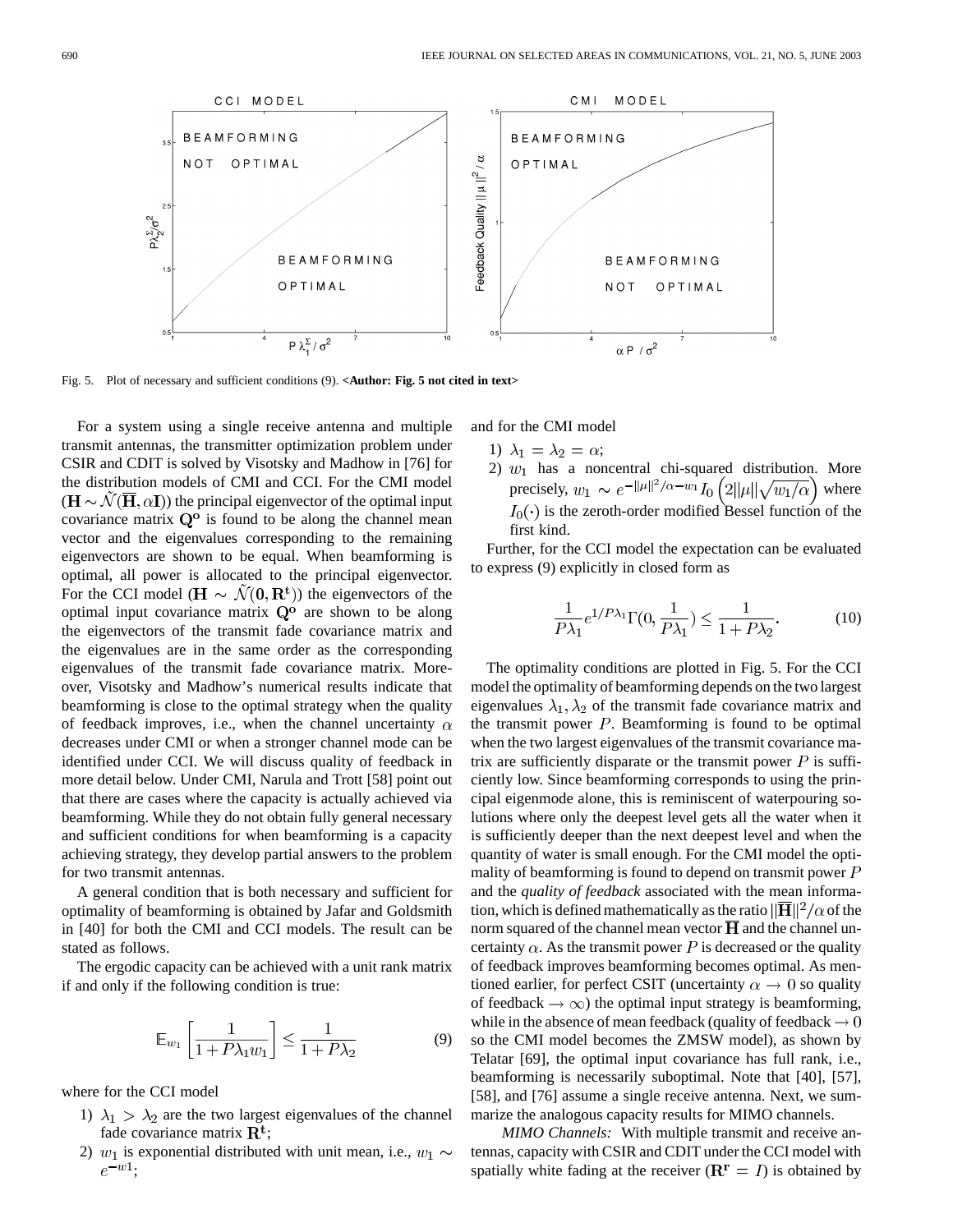Fig. 5. Plot of necessary and sufficient conditions (9). **<Author: Fig. 5 not cited in text>**

For a system using a single receive antenna and multiple transmit antennas, the transmitter optimization problem under CSIR and CDIT is solved by Visotsky and Madhow in [76] for the distribution models of CMI and CCI. For the CMI model ($\mathbf{H} \sim \tilde{\mathcal{N}}(\overline{\mathbf{H}}, \alpha\mathbf{I})$) the principal eigenvector of the optimal input covariance matrix $\mathbf{Q^o}$ is found to be along the channel mean vector and the eigenvalues corresponding to the remaining eigenvectors are shown to be equal. When beamforming is optimal, all power is allocated to the principal eigenvector. For the CCI model ($\mathbf{H} \sim \tilde{\mathcal{N}}(\mathbf{0}, \mathbf{R^t})$) the eigenvectors of the optimal input covariance matrix $\mathbf{Q^o}$ are shown to be along the eigenvectors of the transmit fade covariance matrix and the eigenvalues are in the same order as the corresponding eigenvalues of the transmit fade covariance matrix. Moreover, Visotsky and Madhow's numerical results indicate that beamforming is close to the optimal strategy when the quality of feedback improves, i.e., when the channel uncertainty $\alpha$ decreases under CMI or when a stronger channel mode can be identified under CCI. We will discuss quality of feedback in more detail below. Under CMI, Narula and Trott [58] point out that there are cases where the capacity is actually achieved via beamforming. While they do not obtain fully general necessary and sufficient conditions for when beamforming is a capacity achieving strategy, they develop partial answers to the problem for two transmit antennas.

A general condition that is both necessary and sufficient for optimality of beamforming is obtained by Jafar and Goldsmith in [40] for both the CMI and CCI models. The result can be stated as follows.

The ergodic capacity can be achieved with a unit rank matrix if and only if the following condition is true:

$$\mathbb{E}_{w_1}\left[\frac{1}{1+P\lambda_1 w_1}\right] \leq \frac{1}{1+P\lambda_2} \tag{9}$$

where for the CCI model

1) $\lambda_1 > \lambda_2$ are the two largest eigenvalues of the channel fade covariance matrix $\mathbf{R^t}$;
2) $w_1$ is exponential distributed with unit mean, i.e., $w_1 \sim e^{-w_1}$;

and for the CMI model

1) $\lambda_1 = \lambda_2 = \alpha$;
2) $w_1$ has a noncentral chi-squared distribution. More precisely, $w_1 \sim e^{-\|\mu\|^2/\alpha - w_1} I_0\left(2\|\mu\|\sqrt{w_1/\alpha}\right)$ where $I_0(\cdot)$ is the zeroth-order modified Bessel function of the first kind.

Further, for the CCI model the expectation can be evaluated to express (9) explicitly in closed form as

$$\frac{1}{P\lambda_1}e^{1/P\lambda_1}\Gamma(0, \frac{1}{P\lambda_1}) \leq \frac{1}{1+P\lambda_2}. \tag{10}$$

The optimality conditions are plotted in Fig. 5. For the CCI model the optimality of beamforming depends on the two largest eigenvalues $\lambda_1, \lambda_2$ of the transmit fade covariance matrix and the transmit power $P$. Beamforming is found to be optimal when the two largest eigenvalues of the transmit covariance matrix are sufficiently disparate or the transmit power $P$ is sufficiently low. Since beamforming corresponds to using the principal eigenmode alone, this is reminiscent of waterpouring solutions where only the deepest level gets all the water when it is sufficiently deeper than the next deepest level and when the quantity of water is small enough. For the CMI model the optimality of beamforming is found to depend on transmit power $P$ and the *quality of feedback* associated with the mean information, which is defined mathematically as the ratio $\|\overline{\mathbf{H}}\|^2/\alpha$ of the norm squared of the channel mean vector $\overline{\mathbf{H}}$ and the channel uncertainty $\alpha$. As the transmit power $P$ is decreased or the quality of feedback improves beamforming becomes optimal. As mentioned earlier, for perfect CSIT (uncertainty $\alpha \to 0$ so quality of feedback $\to \infty$) the optimal input strategy is beamforming, while in the absence of mean feedback (quality of feedback $\to 0$ so the CMI model becomes the ZMSW model), as shown by Telatar [69], the optimal input covariance has full rank, i.e., beamforming is necessarily suboptimal. Note that [40], [57], [58], and [76] assume a single receive antenna. Next, we summarize the analogous capacity results for MIMO channels.

*MIMO Channels:* With multiple transmit and receive antennas, capacity with CSIR and CDIT under the CCI model with spatially white fading at the receiver ($\mathbf{R^r} = I$) is obtained by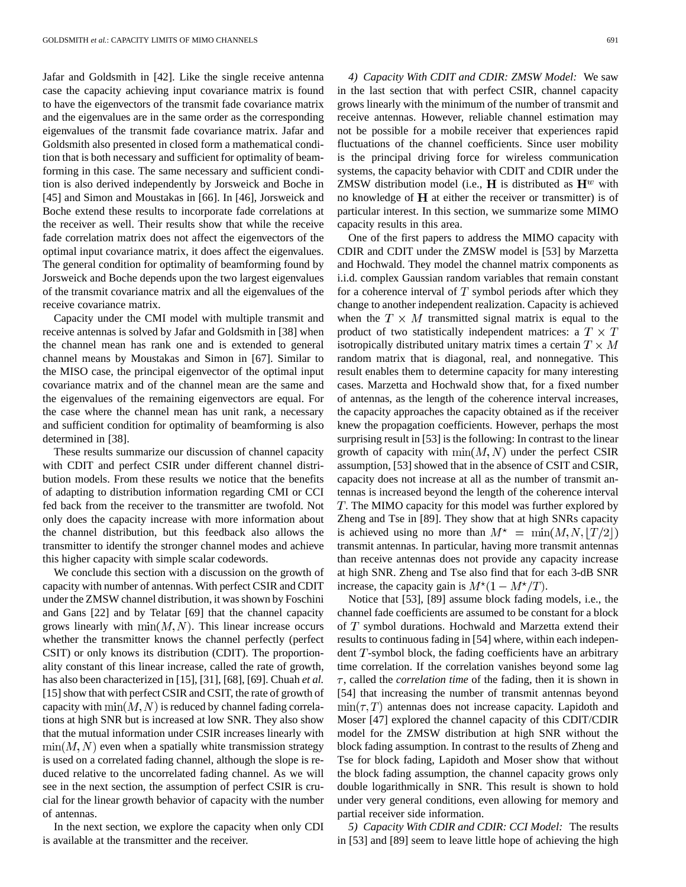Jafar and Goldsmith in [42]. Like the single receive antenna case the capacity achieving input covariance matrix is found to have the eigenvectors of the transmit fade covariance matrix and the eigenvalues are in the same order as the corresponding eigenvalues of the transmit fade covariance matrix. Jafar and Goldsmith also presented in closed form a mathematical condition that is both necessary and sufficient for optimality of beamforming in this case. The same necessary and sufficient condition is also derived independently by Jorsweick and Boche in [45] and Simon and Moustakas in [66]. In [46], Jorsweick and Boche extend these results to incorporate fade correlations at the receiver as well. Their results show that while the receive fade correlation matrix does not affect the eigenvectors of the optimal input covariance matrix, it does affect the eigenvalues. The general condition for optimality of beamforming found by Jorsweick and Boche depends upon the two largest eigenvalues of the transmit covariance matrix and all the eigenvalues of the receive covariance matrix.

Capacity under the CMI model with multiple transmit and receive antennas is solved by Jafar and Goldsmith in [38] when the channel mean has rank one and is extended to general channel means by Moustakas and Simon in [67]. Similar to the MISO case, the principal eigenvector of the optimal input covariance matrix and of the channel mean are the same and the eigenvalues of the remaining eigenvectors are equal. For the case where the channel mean has unit rank, a necessary and sufficient condition for optimality of beamforming is also determined in [38].

These results summarize our discussion of channel capacity with CDIT and perfect CSIR under different channel distribution models. From these results we notice that the benefits of adapting to distribution information regarding CMI or CCI fed back from the receiver to the transmitter are twofold. Not only does the capacity increase with more information about the channel distribution, but this feedback also allows the transmitter to identify the stronger channel modes and achieve this higher capacity with simple scalar codewords.

We conclude this section with a discussion on the growth of capacity with number of antennas. With perfect CSIR and CDIT under the ZMSW channel distribution, it was shown by Foschini and Gans [22] and by Telatar [69] that the channel capacity grows linearly with $\min(M, N)$. This linear increase occurs whether the transmitter knows the channel perfectly (perfect CSIT) or only knows its distribution (CDIT). The proportionality constant of this linear increase, called the rate of growth, has also been characterized in [15], [31], [68], [69]. Chuah *et al.* [15] show that with perfect CSIR and CSIT, the rate of growth of capacity with $\min(M, N)$ is reduced by channel fading correlations at high SNR but is increased at low SNR. They also show that the mutual information under CSIR increases linearly with $\min(M, N)$ even when a spatially white transmission strategy is used on a correlated fading channel, although the slope is reduced relative to the uncorrelated fading channel. As we will see in the next section, the assumption of perfect CSIR is crucial for the linear growth behavior of capacity with the number of antennas.

In the next section, we explore the capacity when only CDI is available at the transmitter and the receiver.

*4) Capacity With CDIT and CDIR: ZMSW Model:* We saw in the last section that with perfect CSIR, channel capacity grows linearly with the minimum of the number of transmit and receive antennas. However, reliable channel estimation may not be possible for a mobile receiver that experiences rapid fluctuations of the channel coefficients. Since user mobility is the principal driving force for wireless communication systems, the capacity behavior with CDIT and CDIR under the ZMSW distribution model (i.e., $\mathbf{H}$ is distributed as $\mathbf{H}^w$ with no knowledge of $\mathbf{H}$ at either the receiver or transmitter) is of particular interest. In this section, we summarize some MIMO capacity results in this area.

One of the first papers to address the MIMO capacity with CDIR and CDIT under the ZMSW model is [53] by Marzetta and Hochwald. They model the channel matrix components as i.i.d. complex Gaussian random variables that remain constant for a coherence interval of $T$ symbol periods after which they change to another independent realization. Capacity is achieved when the $T \times M$ transmitted signal matrix is equal to the product of two statistically independent matrices: a $T \times T$ isotropically distributed unitary matrix times a certain $T \times M$ random matrix that is diagonal, real, and nonnegative. This result enables them to determine capacity for many interesting cases. Marzetta and Hochwald show that, for a fixed number of antennas, as the length of the coherence interval increases, the capacity approaches the capacity obtained as if the receiver knew the propagation coefficients. However, perhaps the most surprising result in [53] is the following: In contrast to the linear growth of capacity with $\min(M, N)$ under the perfect CSIR assumption, [53] showed that in the absence of CSIT and CSIR, capacity does not increase at all as the number of transmit antennas is increased beyond the length of the coherence interval $T$. The MIMO capacity for this model was further explored by Zheng and Tse in [89]. They show that at high SNRs capacity is achieved using no more than $M^\star = \min(M, N, \lfloor T/2 \rfloor)$ transmit antennas. In particular, having more transmit antennas than receive antennas does not provide any capacity increase at high SNR. Zheng and Tse also find that for each 3-dB SNR increase, the capacity gain is $M^\star(1 - M^\star/T)$.

Notice that [53], [89] assume block fading models, i.e., the channel fade coefficients are assumed to be constant for a block of $T$ symbol durations. Hochwald and Marzetta extend their results to continuous fading in [54] where, within each independent $T$-symbol block, the fading coefficients have an arbitrary time correlation. If the correlation vanishes beyond some lag $\tau$, called the *correlation time* of the fading, then it is shown in [54] that increasing the number of transmit antennas beyond $\min(\tau, T)$ antennas does not increase capacity. Lapidoth and Moser [47] explored the channel capacity of this CDIT/CDIR model for the ZMSW distribution at high SNR without the block fading assumption. In contrast to the results of Zheng and Tse for block fading, Lapidoth and Moser show that without the block fading assumption, the channel capacity grows only double logarithmically in SNR. This result is shown to hold under very general conditions, even allowing for memory and partial receiver side information.

*5) Capacity With CDIR and CDIR: CCI Model:* The results in [53] and [89] seem to leave little hope of achieving the high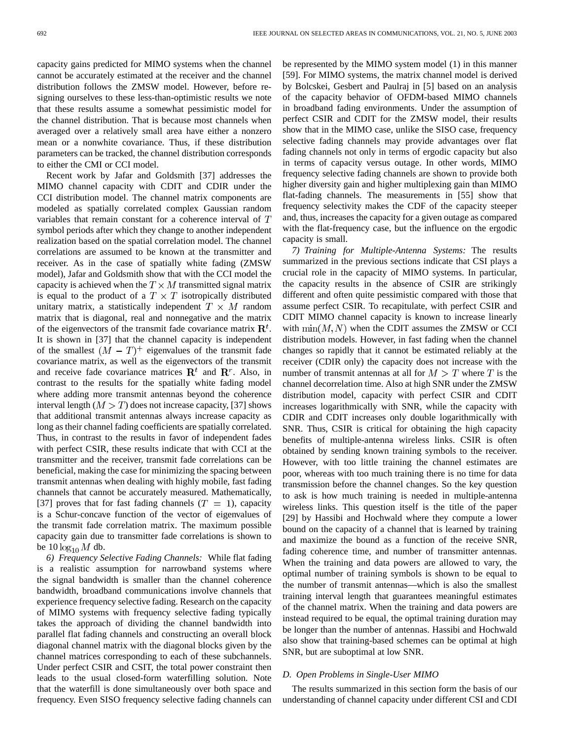capacity gains predicted for MIMO systems when the channel cannot be accurately estimated at the receiver and the channel distribution follows the ZMSW model. However, before resigning ourselves to these less-than-optimistic results we note that these results assume a somewhat pessimistic model for the channel distribution. That is because most channels when averaged over a relatively small area have either a nonzero mean or a nonwhite covariance. Thus, if these distribution parameters can be tracked, the channel distribution corresponds to either the CMI or CCI model.

Recent work by Jafar and Goldsmith [37] addresses the MIMO channel capacity with CDIT and CDIR under the CCI distribution model. The channel matrix components are modeled as spatially correlated complex Gaussian random variables that remain constant for a coherence interval of $T$ symbol periods after which they change to another independent realization based on the spatial correlation model. The channel correlations are assumed to be known at the transmitter and receiver. As in the case of spatially white fading (ZMSW model), Jafar and Goldsmith show that with the CCI model the capacity is achieved when the $T \times M$ transmitted signal matrix is equal to the product of a $T \times T$ isotropically distributed unitary matrix, a statistically independent $T \times M$ random matrix that is diagonal, real and nonnegative and the matrix of the eigenvectors of the transmit fade covariance matrix $\mathbf{R}^t$. It is shown in [37] that the channel capacity is independent of the smallest $(M - T)^+$ eigenvalues of the transmit fade covariance matrix, as well as the eigenvectors of the transmit and receive fade covariance matrices $\mathbf{R}^t$ and $\mathbf{R}^r$. Also, in contrast to the results for the spatially white fading model where adding more transmit antennas beyond the coherence interval length ($M > T$) does not increase capacity, [37] shows that additional transmit antennas always increase capacity as long as their channel fading coefficients are spatially correlated. Thus, in contrast to the results in favor of independent fades with perfect CSIR, these results indicate that with CCI at the transmitter and the receiver, transmit fade correlations can be beneficial, making the case for minimizing the spacing between transmit antennas when dealing with highly mobile, fast fading channels that cannot be accurately measured. Mathematically, [37] proves that for fast fading channels ($T = 1$), capacity is a Schur-concave function of the vector of eigenvalues of the transmit fade correlation matrix. The maximum possible capacity gain due to transmitter fade correlations is shown to be $10 \log_{10} M$ db.

*6) Frequency Selective Fading Channels:* While flat fading is a realistic assumption for narrowband systems where the signal bandwidth is smaller than the channel coherence bandwidth, broadband communications involve channels that experience frequency selective fading. Research on the capacity of MIMO systems with frequency selective fading typically takes the approach of dividing the channel bandwidth into parallel flat fading channels and constructing an overall block diagonal channel matrix with the diagonal blocks given by the channel matrices corresponding to each of these subchannels. Under perfect CSIR and CSIT, the total power constraint then leads to the usual closed-form waterfilling solution. Note that the waterfill is done simultaneously over both space and frequency. Even SISO frequency selective fading channels can be represented by the MIMO system model (1) in this manner [59]. For MIMO systems, the matrix channel model is derived by Bolcskei, Gesbert and Paulraj in [5] based on an analysis of the capacity behavior of OFDM-based MIMO channels in broadband fading environments. Under the assumption of perfect CSIR and CDIT for the ZMSW model, their results show that in the MIMO case, unlike the SISO case, frequency selective fading channels may provide advantages over flat fading channels not only in terms of ergodic capacity but also in terms of capacity versus outage. In other words, MIMO frequency selective fading channels are shown to provide both higher diversity gain and higher multiplexing gain than MIMO flat-fading channels. The measurements in [55] show that frequency selectivity makes the CDF of the capacity steeper and, thus, increases the capacity for a given outage as compared with the flat-frequency case, but the influence on the ergodic capacity is small.

*7) Training for Multiple-Antenna Systems:* The results summarized in the previous sections indicate that CSI plays a crucial role in the capacity of MIMO systems. In particular, the capacity results in the absence of CSIR are strikingly different and often quite pessimistic compared with those that assume perfect CSIR. To recapitulate, with perfect CSIR and CDIT MIMO channel capacity is known to increase linearly with $\min(M, N)$ when the CDIT assumes the ZMSW or CCI distribution models. However, in fast fading when the channel changes so rapidly that it cannot be estimated reliably at the receiver (CDIR only) the capacity does not increase with the number of transmit antennas at all for $M > T$ where $T$ is the channel decorrelation time. Also at high SNR under the ZMSW distribution model, capacity with perfect CSIR and CDIT increases logarithmically with SNR, while the capacity with CDIR and CDIT increases only double logarithmically with SNR. Thus, CSIR is critical for obtaining the high capacity benefits of multiple-antenna wireless links. CSIR is often obtained by sending known training symbols to the receiver. However, with too little training the channel estimates are poor, whereas with too much training there is no time for data transmission before the channel changes. So the key question to ask is how much training is needed in multiple-antenna wireless links. This question itself is the title of the paper [29] by Hassibi and Hochwald where they compute a lower bound on the capacity of a channel that is learned by training and maximize the bound as a function of the receive SNR, fading coherence time, and number of transmitter antennas. When the training and data powers are allowed to vary, the optimal number of training symbols is shown to be equal to the number of transmit antennas—which is also the smallest training interval length that guarantees meaningful estimates of the channel matrix. When the training and data powers are instead required to be equal, the optimal training duration may be longer than the number of antennas. Hassibi and Hochwald also show that training-based schemes can be optimal at high SNR, but are suboptimal at low SNR.

### D. Open Problems in Single-User MIMO

The results summarized in this section form the basis of our understanding of channel capacity under different CSI and CDI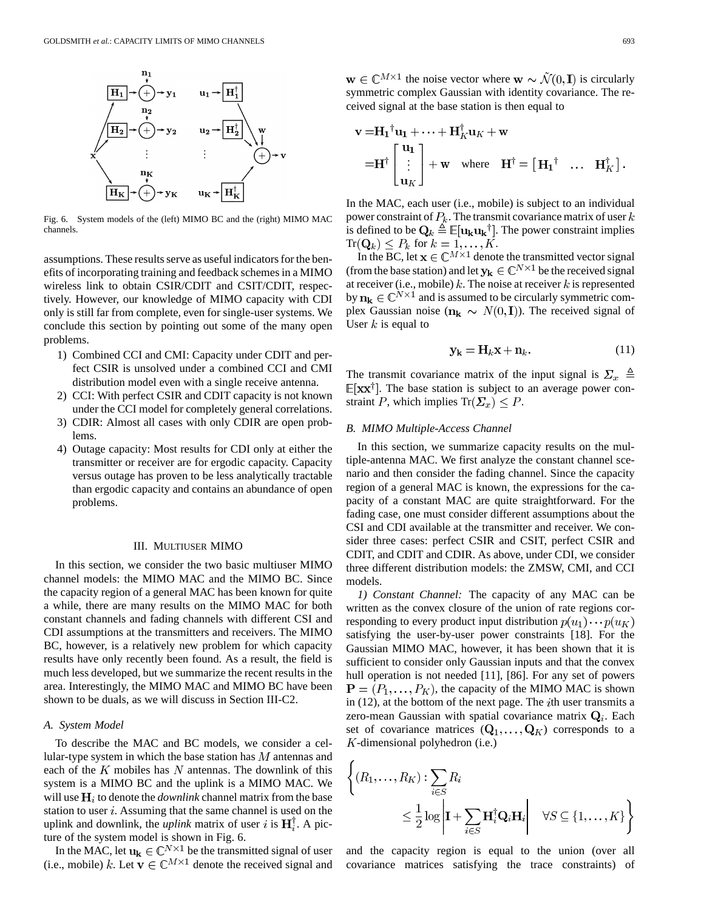Fig. 6. System models of the (left) MIMO BC and the (right) MIMO MAC channels.

assumptions. These results serve as useful indicators for the benefits of incorporating training and feedback schemes in a MIMO wireless link to obtain CSIR/CDIT and CSIT/CDIT, respectively. However, our knowledge of MIMO capacity with CDI only is still far from complete, even for single-user systems. We conclude this section by pointing out some of the many open problems.

1) Combined CCI and CMI: Capacity under CDIT and perfect CSIR is unsolved under a combined CCI and CMI distribution model even with a single receive antenna.
2) CCI: With perfect CSIR and CDIT capacity is not known under the CCI model for completely general correlations.
3) CDIR: Almost all cases with only CDIR are open problems.
4) Outage capacity: Most results for CDI only at either the transmitter or receiver are for ergodic capacity. Capacity versus outage has proven to be less analytically tractable than ergodic capacity and contains an abundance of open problems.

## III. Multiuser MIMO

In this section, we consider the two basic multiuser MIMO channel models: the MIMO MAC and the MIMO BC. Since the capacity region of a general MAC has been known for quite a while, there are many results on the MIMO MAC for both constant channels and fading channels with different CSI and CDI assumptions at the transmitters and receivers. The MIMO BC, however, is a relatively new problem for which capacity results have only recently been found. As a result, the field is much less developed, but we summarize the recent results in the area. Interestingly, the MIMO MAC and MIMO BC have been shown to be duals, as we will discuss in Section III-C2.

### A. System Model

To describe the MAC and BC models, we consider a cellular-type system in which the base station has $M$ antennas and each of the $K$ mobiles has $N$ antennas. The downlink of this system is a MIMO BC and the uplink is a MIMO MAC. We will use $\mathbf{H}_i$ to denote the *downlink* channel matrix from the base station to user $i$. Assuming that the same channel is used on the uplink and downlink, the *uplink* matrix of user $i$ is $\mathbf{H}_i^{\dagger}$. A picture of the system model is shown in Fig. 6.

In the MAC, let $\mathbf{u_k} \in \mathbb{C}^{N\times 1}$ be the transmitted signal of user (i.e., mobile) $k$. Let $\mathbf{v} \in \mathbb{C}^{M\times 1}$ denote the received signal and $\mathbf{w} \in \mathbb{C}^{M\times 1}$ the noise vector where $\mathbf{w} \sim \tilde{\mathcal{N}}(0,\mathbf{I})$ is circularly symmetric complex Gaussian with identity covariance. The received signal at the base station is then equal to

$$
\begin{aligned}
\mathbf{v} &= \mathbf{H_1}^{\dagger}\mathbf{u_1} + \cdots + \mathbf{H}_K^{\dagger}\mathbf{u}_K + \mathbf{w} \\
&= \mathbf{H}^{\dagger}\begin{bmatrix}\mathbf{u_1}\\ \vdots \\ \mathbf{u}_K\end{bmatrix} + \mathbf{w} \quad \text{where} \quad \mathbf{H}^{\dagger} = \begin{bmatrix}\mathbf{H_1}^{\dagger} & \ldots & \mathbf{H}_K^{\dagger}\end{bmatrix}.
\end{aligned}
$$

In the MAC, each user (i.e., mobile) is subject to an individual power constraint of $P_k$. The transmit covariance matrix of user $k$ is defined to be $\mathbf{Q}_k \triangleq \mathbb{E}[\mathbf{u_k}\mathbf{u_k}^{\dagger}]$. The power constraint implies $\text{Tr}(\mathbf{Q}_k) \leq P_k$ for $k = 1,\ldots,K$.

In the BC, let $\mathbf{x} \in \mathbb{C}^{M\times 1}$ denote the transmitted vector signal (from the base station) and let $\mathbf{y_k} \in \mathbb{C}^{N\times 1}$ be the received signal at receiver (i.e., mobile) $k$. The noise at receiver $k$ is represented by $\mathbf{n_k} \in \mathbb{C}^{N\times 1}$ and is assumed to be circularly symmetric complex Gaussian noise ($\mathbf{n_k} \sim N(0,\mathbf{I})$). The received signal of User $k$ is equal to

$$
\mathbf{y_k} = \mathbf{H}_k\mathbf{x} + \mathbf{n_k}. \tag{11}
$$

The transmit covariance matrix of the input signal is $\boldsymbol{\Sigma}_x \triangleq \mathbb{E}[\mathbf{x}\mathbf{x}^{\dagger}]$. The base station is subject to an average power constraint $P$, which implies $\text{Tr}(\boldsymbol{\Sigma}_x) \leq P$.

### B. MIMO Multiple-Access Channel

In this section, we summarize capacity results on the multiple-antenna MAC. We first analyze the constant channel scenario and then consider the fading channel. Since the capacity region of a general MAC is known, the expressions for the capacity of a constant MAC are quite straightforward. For the fading case, one must consider different assumptions about the CSI and CDI available at the transmitter and receiver. We consider three cases: perfect CSIR and CSIT, perfect CSIR and CDIT, and CDIT and CDIR. As above, under CDI, we consider three different distribution models: the ZMSW, CMI, and CCI models.

*1) Constant Channel:* The capacity of any MAC can be written as the convex closure of the union of rate regions corresponding to every product input distribution $p(u_1)\cdots p(u_K)$ satisfying the user-by-user power constraints [18]. For the Gaussian MIMO MAC, however, it has been shown that it is sufficient to consider only Gaussian inputs and that the convex hull operation is not needed [11], [86]. For any set of powers $\mathbf{P} = (P_1,\ldots,P_K)$, the capacity of the MIMO MAC is shown in (12), at the bottom of the next page. The $i$th user transmits a zero-mean Gaussian with spatial covariance matrix $\mathbf{Q}_i$. Each set of covariance matrices $(\mathbf{Q}_1,\ldots,\mathbf{Q}_K)$ corresponds to a $K$-dimensional polyhedron (i.e.)

$$
\left\{(R_1,\ldots,R_K) : \sum_{i\in S} R_i \leq \frac{1}{2}\log\left|\mathbf{I} + \sum_{i\in S}\mathbf{H}_i^{\dagger}\mathbf{Q}_i\mathbf{H}_i\right| \quad \forall S \subseteq \{1,\ldots,K\}\right\}
$$

and the capacity region is equal to the union (over all covariance matrices satisfying the trace constraints) of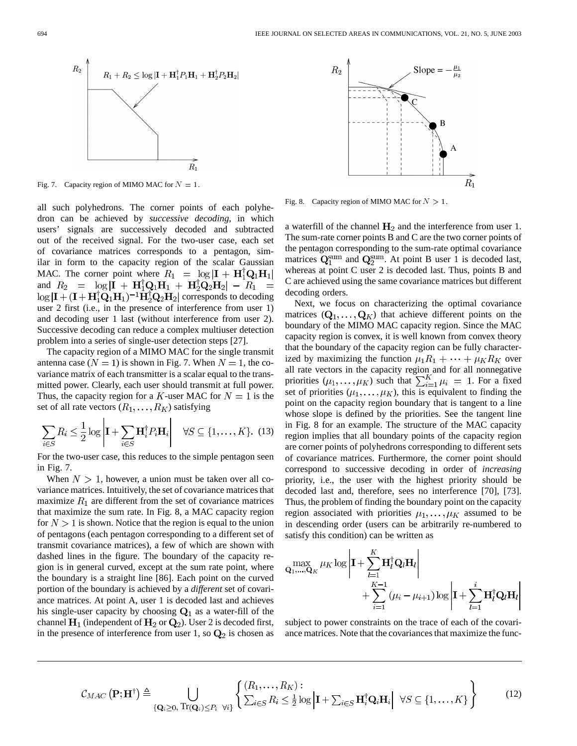Fig. 7. Capacity region of MIMO MAC for $N = 1$.

Fig. 8. Capacity region of MIMO MAC for $N > 1$.

all such polyhedrons. The corner points of each polyhedron can be achieved by *successive decoding*, in which users' signals are successively decoded and subtracted out of the received signal. For the two-user case, each set of covariance matrices corresponds to a pentagon, similar in form to the capacity region of the scalar Gaussian MAC. The corner point where $R_1 = \log|\mathbf{I} + \mathbf{H}_1^\dagger \mathbf{Q}_1 \mathbf{H}_1|$ and $R_2 = \log|\mathbf{I} + \mathbf{H}_1^\dagger \mathbf{Q}_1 \mathbf{H}_1 + \mathbf{H}_2^\dagger \mathbf{Q}_2 \mathbf{H}_2| - R_1 = \log|\mathbf{I} + (\mathbf{I} + \mathbf{H}_1^\dagger \mathbf{Q}_1 \mathbf{H}_1)^{-1} \mathbf{H}_2^\dagger \mathbf{Q}_2 \mathbf{H}_2|$ corresponds to decoding user 2 first (i.e., in the presence of interference from user 1) and decoding user 1 last (without interference from user 2). Successive decoding can reduce a complex multiuser detection problem into a series of single-user detection steps [27].

The capacity region of a MIMO MAC for the single transmit antenna case ($N = 1$) is shown in Fig. 7. When $N = 1$, the covariance matrix of each transmitter is a scalar equal to the transmitted power. Clearly, each user should transmit at full power. Thus, the capacity region for a $K$-user MAC for $N = 1$ is the set of all rate vectors $(R_1, \ldots, R_K)$ satisfying

$$\sum_{i \in S} R_i \leq \frac{1}{2} \log \left| \mathbf{I} + \sum_{i \in S} \mathbf{H}_i^\dagger P_i \mathbf{H}_i \right| \quad \forall S \subseteq \{1, \ldots, K\}. \quad (13)$$

For the two-user case, this reduces to the simple pentagon seen in Fig. 7.

When $N > 1$, however, a union must be taken over all covariance matrices. Intuitively, the set of covariance matrices that maximize $R_1$ are different from the set of covariance matrices that maximize the sum rate. In Fig. 8, a MAC capacity region for $N > 1$ is shown. Notice that the region is equal to the union of pentagons (each pentagon corresponding to a different set of transmit covariance matrices), a few of which are shown with dashed lines in the figure. The boundary of the capacity region is in general curved, except at the sum rate point, where the boundary is a straight line [86]. Each point on the curved portion of the boundary is achieved by a *different* set of covariance matrices. At point A, user 1 is decoded last and achieves his single-user capacity by choosing $\mathbf{Q}_1$ as a water-fill of the channel $\mathbf{H}_1$ (independent of $\mathbf{H}_2$ or $\mathbf{Q}_2$). User 2 is decoded first, in the presence of interference from user 1, so $\mathbf{Q}_2$ is chosen as a waterfill of the channel $\mathbf{H}_2$ and the interference from user 1. The sum-rate corner points B and C are the two corner points of the pentagon corresponding to the sum-rate optimal covariance matrices $\mathbf{Q}_1^{\text{sum}}$ and $\mathbf{Q}_2^{\text{sum}}$. At point B user 1 is decoded last, whereas at point C user 2 is decoded last. Thus, points B and C are achieved using the same covariance matrices but different decoding orders.

Next, we focus on characterizing the optimal covariance matrices $(\mathbf{Q}_1, \ldots, \mathbf{Q}_K)$ that achieve different points on the boundary of the MIMO MAC capacity region. Since the MAC capacity region is convex, it is well known from convex theory that the boundary of the capacity region can be fully characterized by maximizing the function $\mu_1 R_1 + \cdots + \mu_K R_K$ over all rate vectors in the capacity region and for all nonnegative priorities $(\mu_1, \ldots, \mu_K)$ such that $\sum_{i=1}^K \mu_i = 1$. For a fixed set of priorities $(\mu_1, \ldots, \mu_K)$, this is equivalent to finding the point on the capacity region boundary that is tangent to a line whose slope is defined by the priorities. See the tangent line in Fig. 8 for an example. The structure of the MAC capacity region implies that all boundary points of the capacity region are corner points of polyhedrons corresponding to different sets of covariance matrices. Furthermore, the corner point should correspond to successive decoding in order of *increasing* priority, i.e., the user with the highest priority should be decoded last and, therefore, sees no interference [70], [73]. Thus, the problem of finding the boundary point on the capacity region associated with priorities $\mu_1, \ldots, \mu_K$ assumed to be in descending order (users can be arbitrarily re-numbered to satisfy this condition) can be written as

$$\max_{\mathbf{Q}_1, \ldots, \mathbf{Q}_K} \mu_K \log \left| \mathbf{I} + \sum_{l=1}^K \mathbf{H}_l^\dagger \mathbf{Q}_l \mathbf{H}_l \right| + \sum_{i=1}^{K-1} (\mu_i - \mu_{i+1}) \log \left| \mathbf{I} + \sum_{l=1}^i \mathbf{H}_l^\dagger \mathbf{Q}_l \mathbf{H}_l \right|$$

subject to power constraints on the trace of each of the covariance matrices. Note that the covariances that maximize the func-

$$\mathcal{C}_{MAC}\left(\mathbf{P}; \mathbf{H}^\dagger\right) \triangleq \bigcup_{\{\mathbf{Q}_i \geq 0, \ \mathrm{Tr}(\mathbf{Q}_i) \leq P_i \ \forall i\}} \left\{ \begin{array}{l} (R_1, \ldots, R_K): \\ \sum_{i \in S} R_i \leq \frac{1}{2} \log \left| \mathbf{I} + \sum_{i \in S} \mathbf{H}_i^\dagger \mathbf{Q}_i \mathbf{H}_i \right| \ \ \forall S \subseteq \{1, \ldots, K\} \end{array} \right\} \quad (12)$$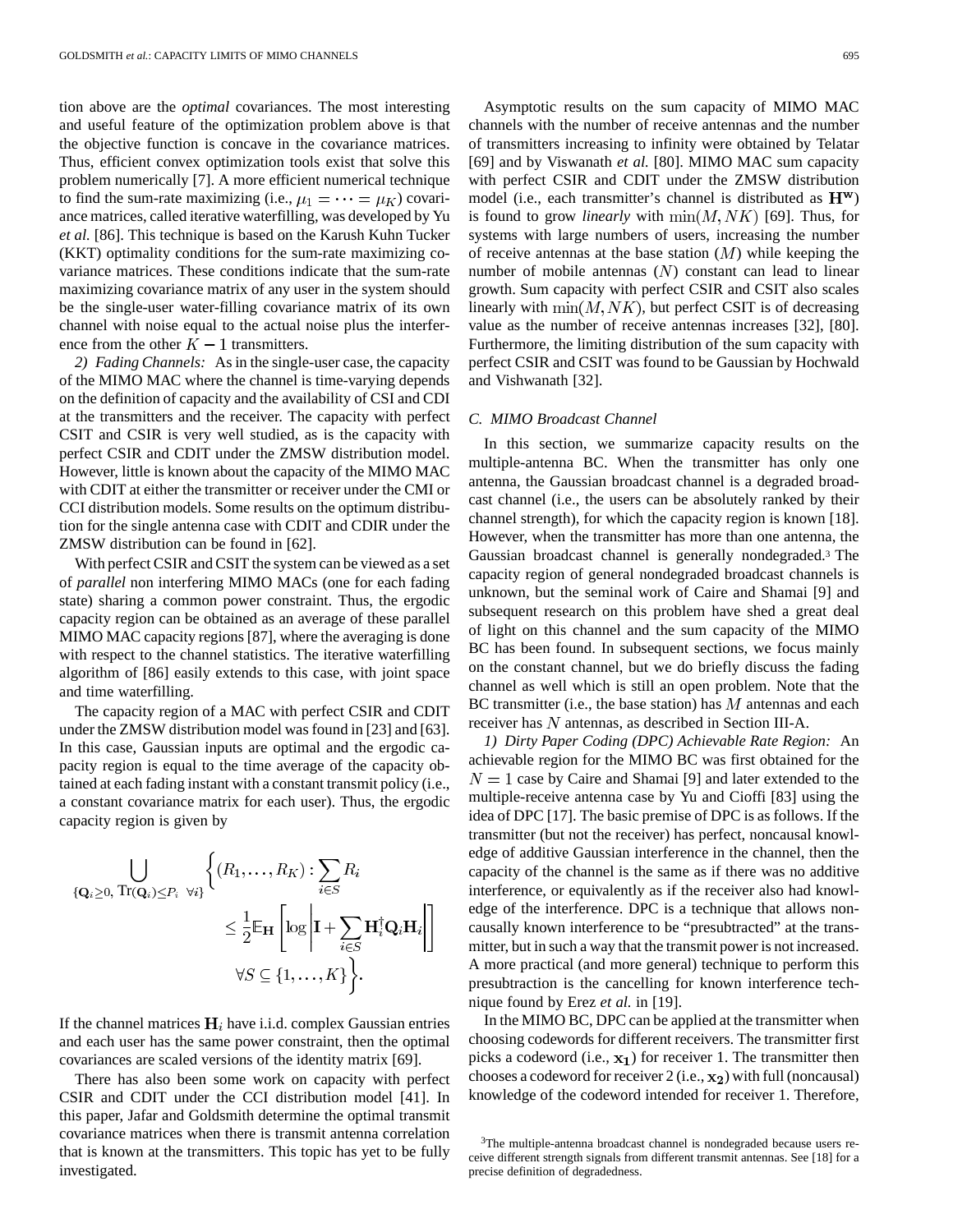tion above are the *optimal* covariances. The most interesting and useful feature of the optimization problem above is that the objective function is concave in the covariance matrices. Thus, efficient convex optimization tools exist that solve this problem numerically [7]. A more efficient numerical technique to find the sum-rate maximizing (i.e., $\mu_1 = \cdots = \mu_K$) covariance matrices, called iterative waterfilling, was developed by Yu *et al.* [86]. This technique is based on the Karush Kuhn Tucker (KKT) optimality conditions for the sum-rate maximizing covariance matrices. These conditions indicate that the sum-rate maximizing covariance matrix of any user in the system should be the single-user water-filling covariance matrix of its own channel with noise equal to the actual noise plus the interference from the other $K-1$ transmitters.

*2) Fading Channels:* As in the single-user case, the capacity of the MIMO MAC where the channel is time-varying depends on the definition of capacity and the availability of CSI and CDI at the transmitters and the receiver. The capacity with perfect CSIT and CSIR is very well studied, as is the capacity with perfect CSIR and CDIT under the ZMSW distribution model. However, little is known about the capacity of the MIMO MAC with CDIT at either the transmitter or receiver under the CMI or CCI distribution models. Some results on the optimum distribution for the single antenna case with CDIT and CDIR under the ZMSW distribution can be found in [62].

With perfect CSIR and CSIT the system can be viewed as a set of *parallel* non interfering MIMO MACs (one for each fading state) sharing a common power constraint. Thus, the ergodic capacity region can be obtained as an average of these parallel MIMO MAC capacity regions [87], where the averaging is done with respect to the channel statistics. The iterative waterfilling algorithm of [86] easily extends to this case, with joint space and time waterfilling.

The capacity region of a MAC with perfect CSIR and CDIT under the ZMSW distribution model was found in [23] and [63]. In this case, Gaussian inputs are optimal and the ergodic capacity region is equal to the time average of the capacity obtained at each fading instant with a constant transmit policy (i.e., a constant covariance matrix for each user). Thus, the ergodic capacity region is given by

$$\bigcup_{\{\mathbf{Q}_i \geq 0,\ \mathrm{Tr}(\mathbf{Q}_i) \leq P_i\ \ \forall i\}} \Bigg\{ (R_1, \ldots, R_K) : \sum_{i \in S} R_i \leq \frac{1}{2} \mathbb{E}_{\mathbf{H}} \left[ \log \left| \mathbf{I} + \sum_{i \in S} \mathbf{H}_i^{\dagger} \mathbf{Q}_i \mathbf{H}_i \right| \right] \quad \forall S \subseteq \{1, \ldots, K\} \Bigg\}.$$

If the channel matrices $\mathbf{H}_i$ have i.i.d. complex Gaussian entries and each user has the same power constraint, then the optimal covariances are scaled versions of the identity matrix [69].

There has also been some work on capacity with perfect CSIR and CDIT under the CCI distribution model [41]. In this paper, Jafar and Goldsmith determine the optimal transmit covariance matrices when there is transmit antenna correlation that is known at the transmitters. This topic has yet to be fully investigated.

Asymptotic results on the sum capacity of MIMO MAC channels with the number of receive antennas and the number of transmitters increasing to infinity were obtained by Telatar [69] and by Viswanath *et al.* [80]. MIMO MAC sum capacity with perfect CSIR and CDIT under the ZMSW distribution model (i.e., each transmitter's channel is distributed as $\mathbf{H}^{\mathbf{w}}$) is found to grow *linearly* with $\min(M, NK)$ [69]. Thus, for systems with large numbers of users, increasing the number of receive antennas at the base station ($M$) while keeping the number of mobile antennas ($N$) constant can lead to linear growth. Sum capacity with perfect CSIR and CSIT also scales linearly with $\min(M, NK)$, but perfect CSIT is of decreasing value as the number of receive antennas increases [32], [80]. Furthermore, the limiting distribution of the sum capacity with perfect CSIR and CSIT was found to be Gaussian by Hochwald and Vishwanath [32].

### C. MIMO Broadcast Channel

In this section, we summarize capacity results on the multiple-antenna BC. When the transmitter has only one antenna, the Gaussian broadcast channel is a degraded broadcast channel (i.e., the users can be absolutely ranked by their channel strength), for which the capacity region is known [18]. However, when the transmitter has more than one antenna, the Gaussian broadcast channel is generally nondegraded.[3] The capacity region of general nondegraded broadcast channels is unknown, but the seminal work of Caire and Shamai [9] and subsequent research on this problem have shed a great deal of light on this channel and the sum capacity of the MIMO BC has been found. In subsequent sections, we focus mainly on the constant channel, but we do briefly discuss the fading channel as well which is still an open problem. Note that the BC transmitter (i.e., the base station) has $M$ antennas and each receiver has $N$ antennas, as described in Section III-A.

*1) Dirty Paper Coding (DPC) Achievable Rate Region:* An achievable region for the MIMO BC was first obtained for the $N = 1$ case by Caire and Shamai [9] and later extended to the multiple-receive antenna case by Yu and Cioffi [83] using the idea of DPC [17]. The basic premise of DPC is as follows. If the transmitter (but not the receiver) has perfect, noncausal knowledge of additive Gaussian interference in the channel, then the capacity of the channel is the same as if there was no additive interference, or equivalently as if the receiver also had knowledge of the interference. DPC is a technique that allows noncausally known interference to be "presubtracted" at the transmitter, but in such a way that the transmit power is not increased. A more practical (and more general) technique to perform this presubtraction is the cancelling for known interference technique found by Erez *et al.* in [19].

In the MIMO BC, DPC can be applied at the transmitter when choosing codewords for different receivers. The transmitter first picks a codeword (i.e., $\mathbf{x_1}$) for receiver 1. The transmitter then chooses a codeword for receiver 2 (i.e., $\mathbf{x_2}$) with full (noncausal) knowledge of the codeword intended for receiver 1. Therefore,

[3] The multiple-antenna broadcast channel is nondegraded because users receive different strength signals from different transmit antennas. See [18] for a precise definition of degradedness.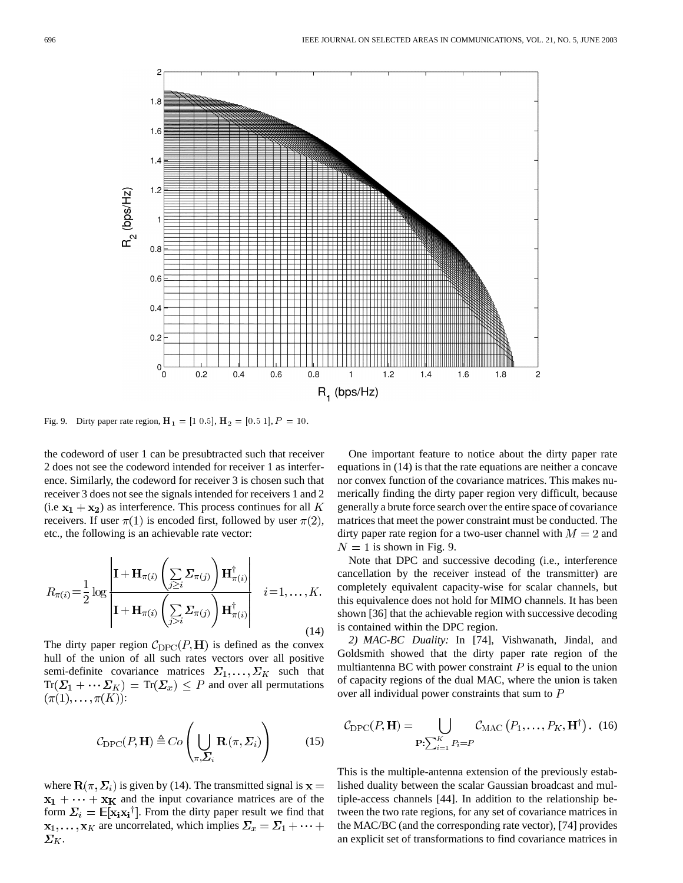Fig. 9. Dirty paper rate region, $\mathbf{H}_1 = [1\ 0.5]$, $\mathbf{H}_2 = [0.5\ 1]$, $P = 10$.

the codeword of user 1 can be presubtracted such that receiver 2 does not see the codeword intended for receiver 1 as interference. Similarly, the codeword for receiver 3 is chosen such that receiver 3 does not see the signals intended for receivers 1 and 2 (i.e $\mathbf{x_1} + \mathbf{x_2}$) as interference. This process continues for all $K$ receivers. If user $\pi(1)$ is encoded first, followed by user $\pi(2)$, etc., the following is an achievable rate vector:

$$R_{\pi(i)} = \frac{1}{2} \log \frac{\left| \mathbf{I} + \mathbf{H}_{\pi(i)} \left( \sum_{j \geq i} \boldsymbol{\Sigma}_{\pi(j)} \right) \mathbf{H}_{\pi(i)}^{\dagger} \right|}{\left| \mathbf{I} + \mathbf{H}_{\pi(i)} \left( \sum_{j > i} \boldsymbol{\Sigma}_{\pi(j)} \right) \mathbf{H}_{\pi(i)}^{\dagger} \right|} \quad i = 1, \ldots, K. \tag{14}$$

The dirty paper region $\mathcal{C}_{\mathrm{DPC}}(P, \mathbf{H})$ is defined as the convex hull of the union of all such rates vectors over all positive semi-definite covariance matrices $\boldsymbol{\Sigma}_1, \ldots, \boldsymbol{\Sigma}_K$ such that $\mathrm{Tr}(\boldsymbol{\Sigma}_1 + \cdots \boldsymbol{\Sigma}_K) = \mathrm{Tr}(\boldsymbol{\Sigma}_x) \leq P$ and over all permutations $(\pi(1), \ldots, \pi(K))$:

$$\mathcal{C}_{\mathrm{DPC}}(P, \mathbf{H}) \triangleq Co \left( \bigcup_{\pi, \boldsymbol{\Sigma}_i} \mathbf{R}(\pi, \boldsymbol{\Sigma}_i) \right) \tag{15}$$

where $\mathbf{R}(\pi, \boldsymbol{\Sigma}_i)$ is given by (14). The transmitted signal is $\mathbf{x} = \mathbf{x_1} + \cdots + \mathbf{x_K}$ and the input covariance matrices are of the form $\boldsymbol{\Sigma}_i = \mathbb{E}[\mathbf{x_i} \mathbf{x_i}^{\dagger}]$. From the dirty paper result we find that $\mathbf{x}_1, \ldots, \mathbf{x}_K$ are uncorrelated, which implies $\boldsymbol{\Sigma}_x = \boldsymbol{\Sigma}_1 + \cdots + \boldsymbol{\Sigma}_K$.

One important feature to notice about the dirty paper rate equations in (14) is that the rate equations are neither a concave nor convex function of the covariance matrices. This makes numerically finding the dirty paper region very difficult, because generally a brute force search over the entire space of covariance matrices that meet the power constraint must be conducted. The dirty paper rate region for a two-user channel with $M = 2$ and $N = 1$ is shown in Fig. 9.

Note that DPC and successive decoding (i.e., interference cancellation by the receiver instead of the transmitter) are completely equivalent capacity-wise for scalar channels, but this equivalence does not hold for MIMO channels. It has been shown [36] that the achievable region with successive decoding is contained within the DPC region.

*2) MAC-BC Duality:* In [74], Vishwanath, Jindal, and Goldsmith showed that the dirty paper rate region of the multiantenna BC with power constraint $P$ is equal to the union of capacity regions of the dual MAC, where the union is taken over all individual power constraints that sum to $P$

$$\mathcal{C}_{\mathrm{DPC}}(P, \mathbf{H}) = \bigcup_{\mathbf{P}: \sum_{i=1}^{K} P_i = P} \mathcal{C}_{\mathrm{MAC}}\left(P_1, \ldots, P_K, \mathbf{H}^{\dagger}\right). \tag{16}$$

This is the multiple-antenna extension of the previously established duality between the scalar Gaussian broadcast and multiple-access channels [44]. In addition to the relationship between the two rate regions, for any set of covariance matrices in the MAC/BC (and the corresponding rate vector), [74] provides an explicit set of transformations to find covariance matrices in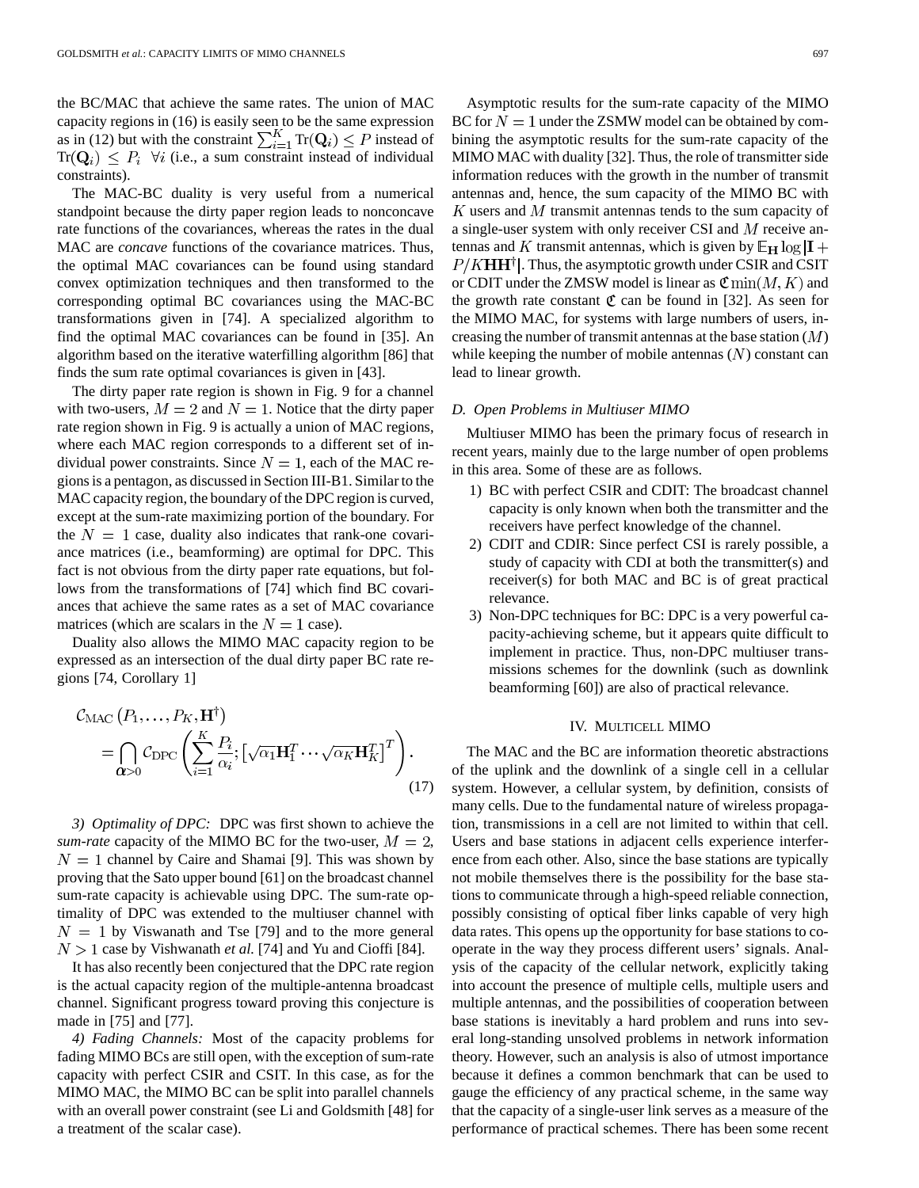the BC/MAC that achieve the same rates. The union of MAC capacity regions in (16) is easily seen to be the same expression as in (12) but with the constraint $\sum_{i=1}^{K} \text{Tr}(\mathbf{Q}_i) \leq P$ instead of $\text{Tr}(\mathbf{Q}_i) \leq P_i \ \ \forall i$ (i.e., a sum constraint instead of individual constraints).

The MAC-BC duality is very useful from a numerical standpoint because the dirty paper region leads to nonconcave rate functions of the covariances, whereas the rates in the dual MAC are *concave* functions of the covariance matrices. Thus, the optimal MAC covariances can be found using standard convex optimization techniques and then transformed to the corresponding optimal BC covariances using the MAC-BC transformations given in [74]. A specialized algorithm to find the optimal MAC covariances can be found in [35]. An algorithm based on the iterative waterfilling algorithm [86] that finds the sum rate optimal covariances is given in [43].

The dirty paper rate region is shown in Fig. 9 for a channel with two-users, $M = 2$ and $N = 1$. Notice that the dirty paper rate region shown in Fig. 9 is actually a union of MAC regions, where each MAC region corresponds to a different set of individual power constraints. Since $N = 1$, each of the MAC regions is a pentagon, as discussed in Section III-B1. Similar to the MAC capacity region, the boundary of the DPC region is curved, except at the sum-rate maximizing portion of the boundary. For the $N = 1$ case, duality also indicates that rank-one covariance matrices (i.e., beamforming) are optimal for DPC. This fact is not obvious from the dirty paper rate equations, but follows from the transformations of [74] which find BC covariances that achieve the same rates as a set of MAC covariance matrices (which are scalars in the $N = 1$ case).

Duality also allows the MIMO MAC capacity region to be expressed as an intersection of the dual dirty paper BC rate regions [74, Corollary 1]

$$\mathcal{C}_{\text{MAC}}\left(P_1, \ldots, P_K, \mathbf{H}^\dagger\right) = \bigcap_{\boldsymbol{\alpha}>0} \mathcal{C}_{\text{DPC}}\left(\sum_{i=1}^{K} \frac{P_i}{\alpha_i}; \left[\sqrt{\alpha_1}\mathbf{H}_1^T \cdots \sqrt{\alpha_K}\mathbf{H}_K^T\right]^T\right). \tag{17}$$

*3) Optimality of DPC:* DPC was first shown to achieve the *sum-rate* capacity of the MIMO BC for the two-user, $M = 2$, $N = 1$ channel by Caire and Shamai [9]. This was shown by proving that the Sato upper bound [61] on the broadcast channel sum-rate capacity is achievable using DPC. The sum-rate optimality of DPC was extended to the multiuser channel with $N = 1$ by Viswanath and Tse [79] and to the more general $N > 1$ case by Vishwanath *et al.* [74] and Yu and Cioffi [84].

It has also recently been conjectured that the DPC rate region is the actual capacity region of the multiple-antenna broadcast channel. Significant progress toward proving this conjecture is made in [75] and [77].

*4) Fading Channels:* Most of the capacity problems for fading MIMO BCs are still open, with the exception of sum-rate capacity with perfect CSIR and CSIT. In this case, as for the MIMO MAC, the MIMO BC can be split into parallel channels with an overall power constraint (see Li and Goldsmith [48] for a treatment of the scalar case).

Asymptotic results for the sum-rate capacity of the MIMO BC for $N = 1$ under the ZSMW model can be obtained by combining the asymptotic results for the sum-rate capacity of the MIMO MAC with duality [32]. Thus, the role of transmitter side information reduces with the growth in the number of transmit antennas and, hence, the sum capacity of the MIMO BC with $K$ users and $M$ transmit antennas tends to the sum capacity of a single-user system with only receiver CSI and $M$ receive antennas and $K$ transmit antennas, which is given by $\mathbb{E}_{\mathbf{H}} \log |\mathbf{I} + P/K\mathbf{H}\mathbf{H}^\dagger|$. Thus, the asymptotic growth under CSIR and CSIT or CDIT under the ZMSW model is linear as $\mathfrak{C} \min(M, K)$ and the growth rate constant $\mathfrak{C}$ can be found in [32]. As seen for the MIMO MAC, for systems with large numbers of users, increasing the number of transmit antennas at the base station ($M$) while keeping the number of mobile antennas ($N$) constant can lead to linear growth.

### D. Open Problems in Multiuser MIMO

Multiuser MIMO has been the primary focus of research in recent years, mainly due to the large number of open problems in this area. Some of these are as follows.

1) BC with perfect CSIR and CDIT: The broadcast channel capacity is only known when both the transmitter and the receivers have perfect knowledge of the channel.
2) CDIT and CDIR: Since perfect CSI is rarely possible, a study of capacity with CDI at both the transmitter(s) and receiver(s) for both MAC and BC is of great practical relevance.
3) Non-DPC techniques for BC: DPC is a very powerful capacity-achieving scheme, but it appears quite difficult to implement in practice. Thus, non-DPC multiuser transmissions schemes for the downlink (such as downlink beamforming [60]) are also of practical relevance.

## IV. Multicell MIMO

The MAC and the BC are information theoretic abstractions of the uplink and the downlink of a single cell in a cellular system. However, a cellular system, by definition, consists of many cells. Due to the fundamental nature of wireless propagation, transmissions in a cell are not limited to within that cell. Users and base stations in adjacent cells experience interference from each other. Also, since the base stations are typically not mobile themselves there is the possibility for the base stations to communicate through a high-speed reliable connection, possibly consisting of optical fiber links capable of very high data rates. This opens up the opportunity for base stations to cooperate in the way they process different users' signals. Analysis of the capacity of the cellular network, explicitly taking into account the presence of multiple cells, multiple users and multiple antennas, and the possibilities of cooperation between base stations is inevitably a hard problem and runs into several long-standing unsolved problems in network information theory. However, such an analysis is also of utmost importance because it defines a common benchmark that can be used to gauge the efficiency of any practical scheme, in the same way that the capacity of a single-user link serves as a measure of the performance of practical schemes. There has been some recent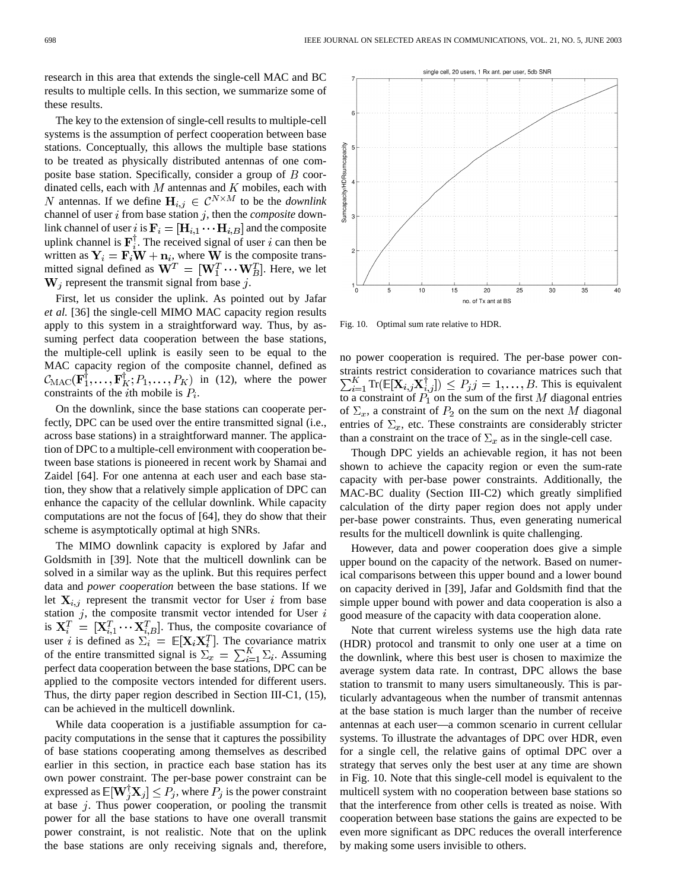research in this area that extends the single-cell MAC and BC results to multiple cells. In this section, we summarize some of these results.

The key to the extension of single-cell results to multiple-cell systems is the assumption of perfect cooperation between base stations. Conceptually, this allows the multiple base stations to be treated as physically distributed antennas of one composite base station. Specifically, consider a group of $B$ coordinated cells, each with $M$ antennas and $K$ mobiles, each with $N$ antennas. If we define $\mathbf{H}_{i,j} \in \mathcal{C}^{N \times M}$ to be the *downlink* channel of user $i$ from base station $j$, then the *composite* downlink channel of user $i$ is $\mathbf{F}_i = [\mathbf{H}_{i,1} \cdots \mathbf{H}_{i,B}]$ and the composite uplink channel is $\mathbf{F}_i^\dagger$. The received signal of user $i$ can then be written as $\mathbf{Y}_i = \mathbf{F}_i \mathbf{W} + \mathbf{n}_i$, where $\mathbf{W}$ is the composite transmitted signal defined as $\mathbf{W}^T = [\mathbf{W}_1^T \cdots \mathbf{W}_B^T]$. Here, we let $\mathbf{W}_j$ represent the transmit signal from base $j$.

First, let us consider the uplink. As pointed out by Jafar *et al.* [36] the single-cell MIMO MAC capacity region results apply to this system in a straightforward way. Thus, by assuming perfect data cooperation between the base stations, the multiple-cell uplink is easily seen to be equal to the MAC capacity region of the composite channel, defined as $\mathcal{C}_{\text{MAC}}(\mathbf{F}_1^\dagger, \ldots, \mathbf{F}_K^\dagger; P_1, \ldots, P_K)$ in (12), where the power constraints of the $i$th mobile is $P_i$.

On the downlink, since the base stations can cooperate perfectly, DPC can be used over the entire transmitted signal (i.e., across base stations) in a straightforward manner. The application of DPC to a multiple-cell environment with cooperation between base stations is pioneered in recent work by Shamai and Zaidel [64]. For one antenna at each user and each base station, they show that a relatively simple application of DPC can enhance the capacity of the cellular downlink. While capacity computations are not the focus of [64], they do show that their scheme is asymptotically optimal at high SNRs.

The MIMO downlink capacity is explored by Jafar and Goldsmith in [39]. Note that the multicell downlink can be solved in a similar way as the uplink. But this requires perfect data and *power cooperation* between the base stations. If we let $\mathbf{X}_{i,j}$ represent the transmit vector for User $i$ from base station $j$, the composite transmit vector intended for User $i$ is $\mathbf{X}_i^T = [\mathbf{X}_{i,1}^T \cdots \mathbf{X}_{i,B}^T]$. Thus, the composite covariance of user $i$ is defined as $\Sigma_i = \mathbb{E}[\mathbf{X}_i \mathbf{X}_i^T]$. The covariance matrix of the entire transmitted signal is $\Sigma_x = \sum_{i=1}^K \Sigma_i$. Assuming perfect data cooperation between the base stations, DPC can be applied to the composite vectors intended for different users. Thus, the dirty paper region described in Section III-C1, (15), can be achieved in the multicell downlink.

While data cooperation is a justifiable assumption for capacity computations in the sense that it captures the possibility of base stations cooperating among themselves as described earlier in this section, in practice each base station has its own power constraint. The per-base power constraint can be expressed as $\mathbb{E}[\mathbf{W}_j^\dagger \mathbf{X}_j] \leq P_j$, where $P_j$ is the power constraint at base $j$. Thus power cooperation, or pooling the transmit power for all the base stations to have one overall transmit power constraint, is not realistic. Note that on the uplink the base stations are only receiving signals and, therefore, no power cooperation is required. The per-base power constraints restrict consideration to covariance matrices such that $\sum_{i=1}^K \text{Tr}(\mathbb{E}[\mathbf{X}_{i,j}\mathbf{X}_{i,j}^\dagger]) \leq P_j j = 1, \ldots, B$. This is equivalent to a constraint of $P_1$ on the sum of the first $M$ diagonal entries of $\Sigma_x$, a constraint of $P_2$ on the sum on the next $M$ diagonal entries of $\Sigma_x$, etc. These constraints are considerably stricter than a constraint on the trace of $\Sigma_x$ as in the single-cell case.

Though DPC yields an achievable region, it has not been shown to achieve the capacity region or even the sum-rate capacity with per-base power constraints. Additionally, the MAC-BC duality (Section III-C2) which greatly simplified calculation of the dirty paper region does not apply under per-base power constraints. Thus, even generating numerical results for the multicell downlink is quite challenging.

However, data and power cooperation does give a simple upper bound on the capacity of the network. Based on numerical comparisons between this upper bound and a lower bound on capacity derived in [39], Jafar and Goldsmith find that the simple upper bound with power and data cooperation is also a good measure of the capacity with data cooperation alone.

Note that current wireless systems use the high data rate (HDR) protocol and transmit to only one user at a time on the downlink, where this best user is chosen to maximize the average system data rate. In contrast, DPC allows the base station to transmit to many users simultaneously. This is particularly advantageous when the number of transmit antennas at the base station is much larger than the number of receive antennas at each user—a common scenario in current cellular systems. To illustrate the advantages of DPC over HDR, even for a single cell, the relative gains of optimal DPC over a strategy that serves only the best user at any time are shown in Fig. 10. Note that this single-cell model is equivalent to the multicell system with no cooperation between base stations so that the interference from other cells is treated as noise. With cooperation between base stations the gains are expected to be even more significant as DPC reduces the overall interference by making some users invisible to others.

Fig. 10. Optimal sum rate relative to HDR.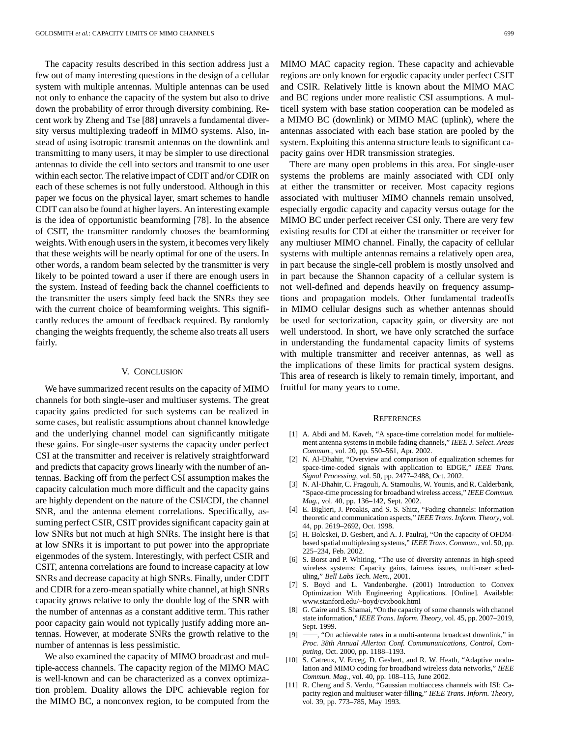The capacity results described in this section address just a few out of many interesting questions in the design of a cellular system with multiple antennas. Multiple antennas can be used not only to enhance the capacity of the system but also to drive down the probability of error through diversity combining. Recent work by Zheng and Tse [88] unravels a fundamental diversity versus multiplexing tradeoff in MIMO systems. Also, instead of using isotropic transmit antennas on the downlink and transmitting to many users, it may be simpler to use directional antennas to divide the cell into sectors and transmit to one user within each sector. The relative impact of CDIT and/or CDIR on each of these schemes is not fully understood. Although in this paper we focus on the physical layer, smart schemes to handle CDIT can also be found at higher layers. An interesting example is the idea of opportunistic beamforming [78]. In the absence of CSIT, the transmitter randomly chooses the beamforming weights. With enough users in the system, it becomes very likely that these weights will be nearly optimal for one of the users. In other words, a random beam selected by the transmitter is very likely to be pointed toward a user if there are enough users in the system. Instead of feeding back the channel coefficients to the transmitter the users simply feed back the SNRs they see with the current choice of beamforming weights. This significantly reduces the amount of feedback required. By randomly changing the weights frequently, the scheme also treats all users fairly.

## V. Conclusion

We have summarized recent results on the capacity of MIMO channels for both single-user and multiuser systems. The great capacity gains predicted for such systems can be realized in some cases, but realistic assumptions about channel knowledge and the underlying channel model can significantly mitigate these gains. For single-user systems the capacity under perfect CSI at the transmitter and receiver is relatively straightforward and predicts that capacity grows linearly with the number of antennas. Backing off from the perfect CSI assumption makes the capacity calculation much more difficult and the capacity gains are highly dependent on the nature of the CSI/CDI, the channel SNR, and the antenna element correlations. Specifically, assuming perfect CSIR, CSIT provides significant capacity gain at low SNRs but not much at high SNRs. The insight here is that at low SNRs it is important to put power into the appropriate eigenmodes of the system. Interestingly, with perfect CSIR and CSIT, antenna correlations are found to increase capacity at low SNRs and decrease capacity at high SNRs. Finally, under CDIT and CDIR for a zero-mean spatially white channel, at high SNRs capacity grows relative to only the double log of the SNR with the number of antennas as a constant additive term. This rather poor capacity gain would not typically justify adding more antennas. However, at moderate SNRs the growth relative to the number of antennas is less pessimistic.

We also examined the capacity of MIMO broadcast and multiple-access channels. The capacity region of the MIMO MAC is well-known and can be characterized as a convex optimization problem. Duality allows the DPC achievable region for the MIMO BC, a nonconvex region, to be computed from the MIMO MAC capacity region. These capacity and achievable regions are only known for ergodic capacity under perfect CSIT and CSIR. Relatively little is known about the MIMO MAC and BC regions under more realistic CSI assumptions. A multicell system with base station cooperation can be modeled as a MIMO BC (downlink) or MIMO MAC (uplink), where the antennas associated with each base station are pooled by the system. Exploiting this antenna structure leads to significant capacity gains over HDR transmission strategies.

There are many open problems in this area. For single-user systems the problems are mainly associated with CDI only at either the transmitter or receiver. Most capacity regions associated with multiuser MIMO channels remain unsolved, especially ergodic capacity and capacity versus outage for the MIMO BC under perfect receiver CSI only. There are very few existing results for CDI at either the transmitter or receiver for any multiuser MIMO channel. Finally, the capacity of cellular systems with multiple antennas remains a relatively open area, in part because the single-cell problem is mostly unsolved and in part because the Shannon capacity of a cellular system is not well-defined and depends heavily on frequency assumptions and propagation models. Other fundamental tradeoffs in MIMO cellular designs such as whether antennas should be used for sectorization, capacity gain, or diversity are not well understood. In short, we have only scratched the surface in understanding the fundamental capacity limits of systems with multiple transmitter and receiver antennas, as well as the implications of these limits for practical system designs. This area of research is likely to remain timely, important, and fruitful for many years to come.

## References

[1] A. Abdi and M. Kaveh, "A space-time correlation model for multielement antenna systems in mobile fading channels," *IEEE J. Select. Areas Commun.*, vol. 20, pp. 550–561, Apr. 2002.

[2] N. Al-Dhahir, "Overview and comparison of equalization schemes for space-time-coded signals with application to EDGE," *IEEE Trans. Signal Processing*, vol. 50, pp. 2477–2488, Oct. 2002.

[3] N. Al-Dhahir, C. Fragouli, A. Stamoulis, W. Younis, and R. Calderbank, "Space-time processing for broadband wireless access," *IEEE Commun. Mag.*, vol. 40, pp. 136–142, Sept. 2002.

[4] E. Biglieri, J. Proakis, and S. S. Shitz, "Fading channels: Information theoretic and communication aspects," *IEEE Trans. Inform. Theory*, vol. 44, pp. 2619–2692, Oct. 1998.

[5] H. Bolcskei, D. Gesbert, and A. J. Paulraj, "On the capacity of OFDM-based spatial multiplexing systems," *IEEE Trans. Commun.*, vol. 50, pp. 225–234, Feb. 2002.

[6] S. Borst and P. Whiting, "The use of diversity antennas in high-speed wireless systems: Capacity gains, fairness issues, multi-user scheduling," *Bell Labs Tech. Mem.*, 2001.

[7] S. Boyd and L. Vandenberghe. (2001) Introduction to Convex Optimization With Engineering Applications. [Online]. Available: www.stanford.edu/~boyd/cvxbook.html

[8] G. Caire and S. Shamai, "On the capacity of some channels with channel state information," *IEEE Trans. Inform. Theory*, vol. 45, pp. 2007–2019, Sept. 1999.

[9] ——, "On achievable rates in a multi-antenna broadcast downlink," in *Proc. 38th Annual Allerton Conf. Communications, Control, Computing*, Oct. 2000, pp. 1188–1193.

[10] S. Catreux, V. Erceg, D. Gesbert, and R. W. Heath, "Adaptive modulation and MIMO coding for broadband wireless data networks," *IEEE Commun. Mag.*, vol. 40, pp. 108–115, June 2002.

[11] R. Cheng and S. Verdu, "Gaussian multiaccess channels with ISI: Capacity region and multiuser water-filling," *IEEE Trans. Inform. Theory*, vol. 39, pp. 773–785, May 1993.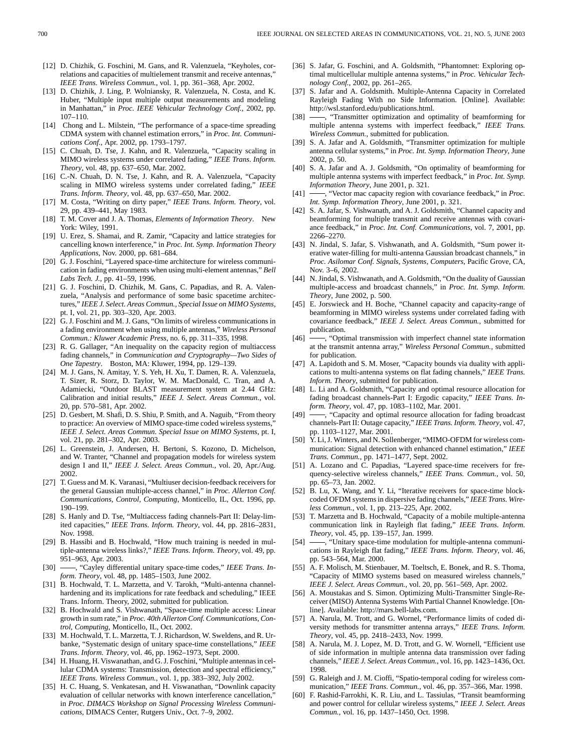[12] D. Chizhik, G. Foschini, M. Gans, and R. Valenzuela, "Keyholes, correlations and capacities of multielement transmit and receive antennas," *IEEE Trans. Wireless Commun.*, vol. 1, pp. 361–368, Apr. 2002.

[13] D. Chizhik, J. Ling, P. Wolniansky, R. Valenzuela, N. Costa, and K. Huber, "Multiple input multiple output measurements and modeling in Manhattan," in *Proc. IEEE Vehicular Technology Conf.*, 2002, pp. 107–110.

[14] Chong and L. Milstein, "The performance of a space-time spreading CDMA system with channel estimation errors," in *Proc. Int. Communications Conf.*, Apr. 2002, pp. 1793–1797.

[15] C. Chuah, D. Tse, J. Kahn, and R. Valenzuela, "Capacity scaling in MIMO wireless systems under correlated fading," *IEEE Trans. Inform. Theory*, vol. 48, pp. 637–650, Mar. 2002.

[16] C.-N. Chuah, D. N. Tse, J. Kahn, and R. A. Valenzuela, "Capacity scaling in MIMO wireless systems under correlated fading," *IEEE Trans. Inform. Theory*, vol. 48, pp. 637–650, Mar. 2002.

[17] M. Costa, "Writing on dirty paper," *IEEE Trans. Inform. Theory*, vol. 29, pp. 439–441, May 1983.

[18] T. M. Cover and J. A. Thomas, *Elements of Information Theory*. New York: Wiley, 1991.

[19] U. Erez, S. Shamai, and R. Zamir, "Capacity and lattice strategies for cancelling known interference," in *Proc. Int. Symp. Information Theory Applications*, Nov. 2000, pp. 681–684.

[20] G. J. Foschini, "Layered space-time architecture for wireless communication in fading environments when using multi-element antennas," *Bell Labs Tech. J.*, pp. 41–59, 1996.

[21] G. J. Foschini, D. Chizhik, M. Gans, C. Papadias, and R. A. Valenzuela, "Analysis and performance of some basic spacetime architectures," *IEEE J. Select. Areas Commun., Special Issue on MIMO Systems*, pt. I, vol. 21, pp. 303–320, Apr. 2003.

[22] G. J. Foschini and M. J. Gans, "On limits of wireless communications in a fading environment when using multiple antennas," *Wireless Personal Commun.: Kluwer Academic Press*, no. 6, pp. 311–335, 1998.

[23] R. G. Gallager, "An inequality on the capacity region of multiaccess fading channels," in *Communication and Cryptography—Two Sides of One Tapestry*. Boston, MA: Kluwer, 1994, pp. 129–139.

[24] M. J. Gans, N. Amitay, Y. S. Yeh, H. Xu, T. Damen, R. A. Valenzuela, T. Sizer, R. Storz, D. Taylor, W. M. MacDonald, C. Tran, and A. Adamiecki, "Outdoor BLAST measurement system at 2.44 GHz: Calibration and initial results," *IEEE J. Select. Areas Commun.*, vol. 20, pp. 570–581, Apr. 2002.

[25] D. Gesbert, M. Shafi, D. S. Shiu, P. Smith, and A. Naguib, "From theory to practice: An overview of MIMO space-time coded wireless systems," *IEEE J. Select. Areas Commun. Special Issue on MIMO Systems*, pt. I, vol. 21, pp. 281–302, Apr. 2003.

[26] L. Greenstein, J. Andersen, H. Bertoni, S. Kozono, D. Michelson, and W. Tranter, "Channel and propagation models for wireless system design I and II," *IEEE J. Select. Areas Commun.*, vol. 20, Apr./Aug. 2002.

[27] T. Guess and M. K. Varanasi, "Multiuser decision-feedback receivers for the general Gaussian multiple-access channel," in *Proc. Allerton Conf. Communications, Control, Computing*, Monticello, IL, Oct. 1996, pp. 190–199.

[28] S. Hanly and D. Tse, "Multiaccess fading channels-Part II: Delay-limited capacities," *IEEE Trans. Inform. Theory*, vol. 44, pp. 2816–2831, Nov. 1998.

[29] B. Hassibi and B. Hochwald, "How much training is needed in multiple-antenna wireless links?," *IEEE Trans. Inform. Theory*, vol. 49, pp. 951–963, Apr. 2003.

[30] ——, "Cayley differential unitary space-time codes," *IEEE Trans. Inform. Theory*, vol. 48, pp. 1485–1503, June 2002.

[31] B. Hochwald, T. L. Marzetta, and V. Tarokh, "Multi-antenna channel-hardening and its implications for rate feedback and scheduling," IEEE Trans. Inform. Theory, 2002, submitted for publication.

[32] B. Hochwald and S. Vishwanath, "Space-time multiple access: Linear growth in sum rate," in *Proc. 40th Allerton Conf. Communications, Control, Computing*, Monticello, IL, Oct. 2002.

[33] M. Hochwald, T. L. Marzetta, T. J. Richardson, W. Sweldens, and R. Urbanke, "Systematic design of unitary space-time constellations," *IEEE Trans. Inform. Theory*, vol. 46, pp. 1962–1973, Sept. 2000.

[34] H. Huang, H. Viswanathan, and G. J. Foschini, "Multiple antennas in cellular CDMA systems: Transmission, detection and spectral efficiency," *IEEE Trans. Wireless Commun.*, vol. 1, pp. 383–392, July 2002.

[35] H. C. Huang, S. Venkatesan, and H. Viswanathan, "Downlink capacity evaluation of cellular networks with known interference cancellation," in *Proc. DIMACS Workshop on Signal Processing Wireless Communications*, DIMACS Center, Rutgers Univ., Oct. 7–9, 2002.

[36] S. Jafar, G. Foschini, and A. Goldsmith, "Phantomnet: Exploring optimal multicellular multiple antenna systems," in *Proc. Vehicular Technology Conf.*, 2002, pp. 261–265.

[37] S. Jafar and A. Goldsmith. Multiple-Antenna Capacity in Correlated Rayleigh Fading With no Side Information. [Online]. Available: http://wsl.stanford.edu/publications.html.

[38] ——, "Transmitter optimization and optimality of beamforming for multiple antenna systems with imperfect feedback," *IEEE Trans. Wireless Commun.*, submitted for publication.

[39] S. A. Jafar and A. Goldsmith, "Transmitter optimization for multiple antenna cellular systems," in *Proc. Int. Symp. Information Theory*, June 2002, p. 50.

[40] S. A. Jafar and A. J. Goldsmith, "On optimality of beamforming for multiple antenna systems with imperfect feedback," in *Proc. Int. Symp. Information Theory*, June 2001, p. 321.

[41] ——, "Vector mac capacity region with covariance feedback," in *Proc. Int. Symp. Information Theory*, June 2001, p. 321.

[42] S. A. Jafar, S. Vishwanath, and A. J. Goldsmith, "Channel capacity and beamforming for multiple transmit and receive antennas with covariance feedback," in *Proc. Int. Conf. Communications*, vol. 7, 2001, pp. 2266–2270.

[43] N. Jindal, S. Jafar, S. Vishwanath, and A. Goldsmith, "Sum power iterative water-filling for multi-antenna Gaussian broadcast channels," in *Proc. Asilomar Conf. Signals, Systems, Computers*, Pacific Grove, CA, Nov. 3–6, 2002.

[44] N. Jindal, S. Vishwanath, and A. Goldsmith, "On the duality of Gaussian multiple-access and broadcast channels," in *Proc. Int. Symp. Inform. Theory*, June 2002, p. 500.

[45] E. Jorswieck and H. Boche, "Channel capacity and capacity-range of beamforming in MIMO wireless systems under correlated fading with covariance feedback," *IEEE J. Select. Areas Commun.*, submitted for publication.

[46] ——, "Optimal transmission with imperfect channel state information at the transmit antenna array," *Wireless Personal Commun.*, submitted for publication.

[47] A. Lapidoth and S. M. Moser, "Capacity bounds via duality with applications to multi-antenna systems on flat fading channels," *IEEE Trans. Inform. Theory*, submitted for publication.

[48] L. Li and A. Goldsmith, "Capacity and optimal resource allocation for fading broadcast channels-Part I: Ergodic capacity," *IEEE Trans. Inform. Theory*, vol. 47, pp. 1083–1102, Mar. 2001.

[49] ——, "Capacity and optimal resource allocation for fading broadcast channels-Part II: Outage capacity," *IEEE Trans. Inform. Theory*, vol. 47, pp. 1103–1127, Mar. 2001.

[50] Y. Li, J. Winters, and N. Sollenberger, "MIMO-OFDM for wireless communication: Signal detection with enhanced channel estimation," *IEEE Trans. Commun.*, pp. 1471–1477, Sept. 2002.

[51] A. Lozano and C. Papadias, "Layered space-time receivers for frequency-selective wireless channels," *IEEE Trans. Commun.*, vol. 50, pp. 65–73, Jan. 2002.

[52] B. Lu, X. Wang, and Y. Li, "Iterative receivers for space-time block-coded OFDM systems in dispersive fading channels," *IEEE Trans. Wireless Commun.*, vol. 1, pp. 213–225, Apr. 2002.

[53] T. Marzetta and B. Hochwald, "Capacity of a mobile multiple-antenna communication link in Rayleigh flat fading," *IEEE Trans. Inform. Theory*, vol. 45, pp. 139–157, Jan. 1999.

[54] ——, "Unitary space-time modulation for multiple-antenna communications in Rayleigh flat fading," *IEEE Trans. Inform. Theory*, vol. 46, pp. 543–564, Mar. 2000.

[55] A. F. Molisch, M. Stienbauer, M. Toeltsch, E. Bonek, and R. S. Thoma, "Capacity of MIMO systems based on measured wireless channels," *IEEE J. Select. Areas Commun.*, vol. 20, pp. 561–569, Apr. 2002.

[56] A. Moustakas and S. Simon. Optimizing Multi-Transmitter Single-Receiver (MISO) Antenna Systems With Partial Channel Knowledge. [Online]. Available: http://mars.bell-labs.com.

[57] A. Narula, M. Trott, and G. Wornel, "Performance limits of coded diversity methods for transmitter antenna arrays," *IEEE Trans. Inform. Theory*, vol. 45, pp. 2418–2433, Nov. 1999.

[58] A. Narula, M. J. Lopez, M. D. Trott, and G. W. Wornell, "Efficient use of side information in multiple antenna data transmission over fading channels," *IEEE J. Select. Areas Commun.*, vol. 16, pp. 1423–1436, Oct. 1998.

[59] G. Raleigh and J. M. Cioffi, "Spatio-temporal coding for wireless communication," *IEEE Trans. Commun.*, vol. 46, pp. 357–366, Mar. 1998.

[60] F. Rashid-Farrokhi, K. R. Liu, and L. Tassiulas, "Transit beamforming and power control for cellular wireless systems," *IEEE J. Select. Areas Commun.*, vol. 16, pp. 1437–1450, Oct. 1998.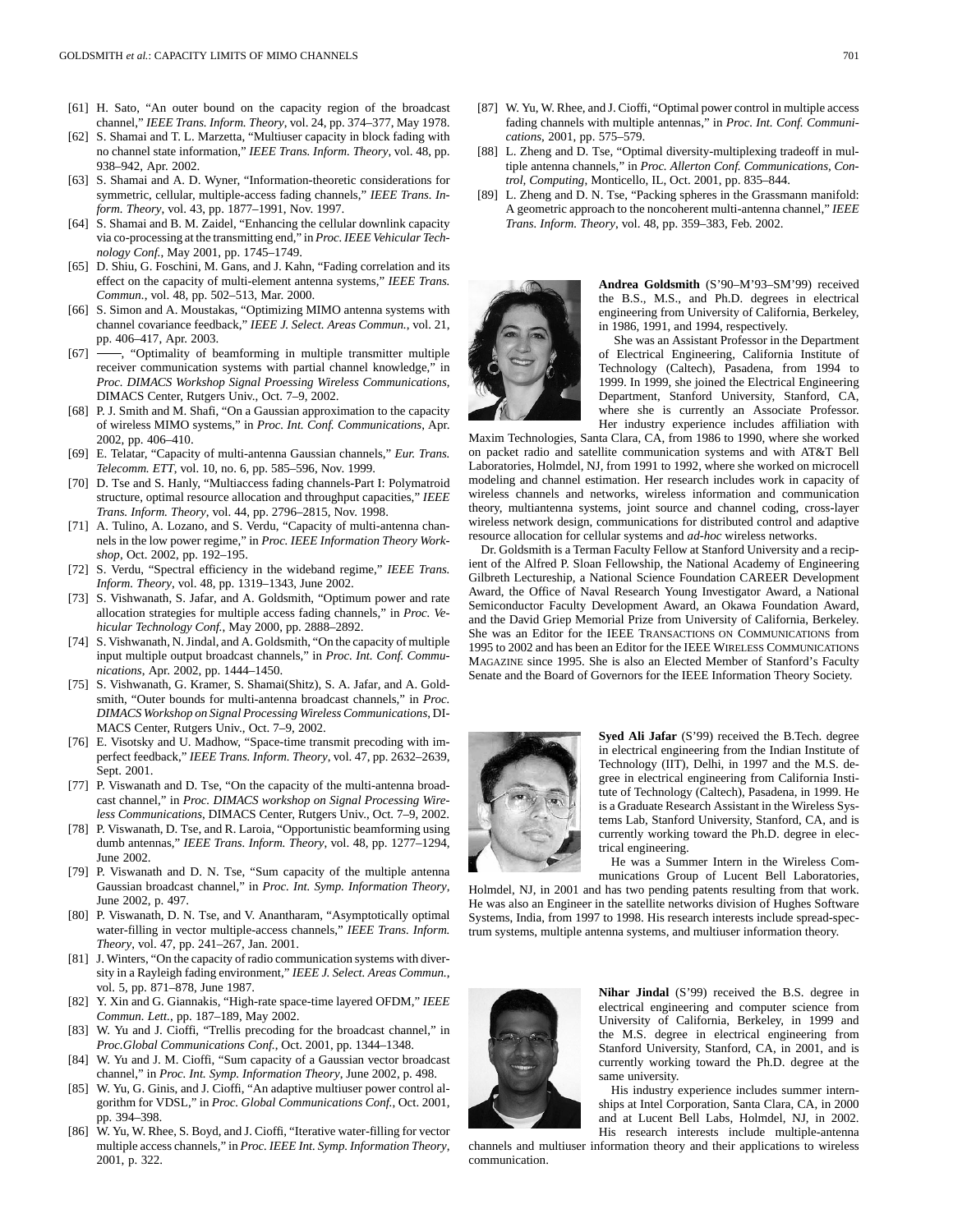[61] H. Sato, "An outer bound on the capacity region of the broadcast channel," *IEEE Trans. Inform. Theory*, vol. 24, pp. 374–377, May 1978.

[62] S. Shamai and T. L. Marzetta, "Multiuser capacity in block fading with no channel state information," *IEEE Trans. Inform. Theory*, vol. 48, pp. 938–942, Apr. 2002.

[63] S. Shamai and A. D. Wyner, "Information-theoretic considerations for symmetric, cellular, multiple-access fading channels," *IEEE Trans. Inform. Theory*, vol. 43, pp. 1877–1991, Nov. 1997.

[64] S. Shamai and B. M. Zaidel, "Enhancing the cellular downlink capacity via co-processing at the transmitting end," in *Proc. IEEE Vehicular Technology Conf.*, May 2001, pp. 1745–1749.

[65] D. Shiu, G. Foschini, M. Gans, and J. Kahn, "Fading correlation and its effect on the capacity of multi-element antenna systems," *IEEE Trans. Commun.*, vol. 48, pp. 502–513, Mar. 2000.

[66] S. Simon and A. Moustakas, "Optimizing MIMO antenna systems with channel covariance feedback," *IEEE J. Select. Areas Commun.*, vol. 21, pp. 406–417, Apr. 2003.

[67] ——, "Optimality of beamforming in multiple transmitter multiple receiver communication systems with partial channel knowledge," in *Proc. DIMACS Workshop Signal Proessing Wireless Communications*, DIMACS Center, Rutgers Univ., Oct. 7–9, 2002.

[68] P. J. Smith and M. Shafi, "On a Gaussian approximation to the capacity of wireless MIMO systems," in *Proc. Int. Conf. Communications*, Apr. 2002, pp. 406–410.

[69] E. Telatar, "Capacity of multi-antenna Gaussian channels," *Eur. Trans. Telecomm. ETT*, vol. 10, no. 6, pp. 585–596, Nov. 1999.

[70] D. Tse and S. Hanly, "Multiaccess fading channels-Part I: Polymatroid structure, optimal resource allocation and throughput capacities," *IEEE Trans. Inform. Theory*, vol. 44, pp. 2796–2815, Nov. 1998.

[71] A. Tulino, A. Lozano, and S. Verdu, "Capacity of multi-antenna channels in the low power regime," in *Proc. IEEE Information Theory Workshop*, Oct. 2002, pp. 192–195.

[72] S. Verdu, "Spectral efficiency in the wideband regime," *IEEE Trans. Inform. Theory*, vol. 48, pp. 1319–1343, June 2002.

[73] S. Vishwanath, S. Jafar, and A. Goldsmith, "Optimum power and rate allocation strategies for multiple access fading channels," in *Proc. Vehicular Technology Conf.*, May 2000, pp. 2888–2892.

[74] S. Vishwanath, N. Jindal, and A. Goldsmith, "On the capacity of multiple input multiple output broadcast channels," in *Proc. Int. Conf. Communications*, Apr. 2002, pp. 1444–1450.

[75] S. Vishwanath, G. Kramer, S. Shamai(Shitz), S. A. Jafar, and A. Goldsmith, "Outer bounds for multi-antenna broadcast channels," in *Proc. DIMACS Workshop on Signal Processing Wireless Communications*, DIMACS Center, Rutgers Univ., Oct. 7–9, 2002.

[76] E. Visotsky and U. Madhow, "Space-time transmit precoding with imperfect feedback," *IEEE Trans. Inform. Theory*, vol. 47, pp. 2632–2639, Sept. 2001.

[77] P. Viswanath and D. Tse, "On the capacity of the multi-antenna broadcast channel," in *Proc. DIMACS workshop on Signal Processing Wireless Communications*, DIMACS Center, Rutgers Univ., Oct. 7–9, 2002.

[78] P. Viswanath, D. Tse, and R. Laroia, "Opportunistic beamforming using dumb antennas," *IEEE Trans. Inform. Theory*, vol. 48, pp. 1277–1294, June 2002.

[79] P. Viswanath and D. N. Tse, "Sum capacity of the multiple antenna Gaussian broadcast channel," in *Proc. Int. Symp. Information Theory*, June 2002, p. 497.

[80] P. Viswanath, D. N. Tse, and V. Anantharam, "Asymptotically optimal water-filling in vector multiple-access channels," *IEEE Trans. Inform. Theory*, vol. 47, pp. 241–267, Jan. 2001.

[81] J. Winters, "On the capacity of radio communication systems with diversity in a Rayleigh fading environment," *IEEE J. Select. Areas Commun.*, vol. 5, pp. 871–878, June 1987.

[82] Y. Xin and G. Giannakis, "High-rate space-time layered OFDM," *IEEE Commun. Lett.*, pp. 187–189, May 2002.

[83] W. Yu and J. Cioffi, "Trellis precoding for the broadcast channel," in *Proc.Global Communications Conf.*, Oct. 2001, pp. 1344–1348.

[84] W. Yu and J. M. Cioffi, "Sum capacity of a Gaussian vector broadcast channel," in *Proc. Int. Symp. Information Theory*, June 2002, p. 498.

[85] W. Yu, G. Ginis, and J. Cioffi, "An adaptive multiuser power control algorithm for VDSL," in *Proc. Global Communications Conf.*, Oct. 2001, pp. 394–398.

[86] W. Yu, W. Rhee, S. Boyd, and J. Cioffi, "Iterative water-filling for vector multiple access channels," in *Proc. IEEE Int. Symp. Information Theory*, 2001, p. 322.

[87] W. Yu, W. Rhee, and J. Cioffi, "Optimal power control in multiple access fading channels with multiple antennas," in *Proc. Int. Conf. Communications*, 2001, pp. 575–579.

[88] L. Zheng and D. Tse, "Optimal diversity-multiplexing tradeoff in multiple antenna channels," in *Proc. Allerton Conf. Communications, Control, Computing*, Monticello, IL, Oct. 2001, pp. 835–844.

[89] L. Zheng and D. N. Tse, "Packing spheres in the Grassmann manifold: A geometric approach to the noncoherent multi-antenna channel," *IEEE Trans. Inform. Theory*, vol. 48, pp. 359–383, Feb. 2002.

**Andrea Goldsmith** (S'90–M'93–SM'99) received the B.S., M.S., and Ph.D. degrees in electrical engineering from University of California, Berkeley, in 1986, 1991, and 1994, respectively.

She was an Assistant Professor in the Department of Electrical Engineering, California Institute of Technology (Caltech), Pasadena, from 1994 to 1999. In 1999, she joined the Electrical Engineering Department, Stanford University, Stanford, CA, where she is currently an Associate Professor. Her industry experience includes affiliation with Maxim Technologies, Santa Clara, CA, from 1986 to 1990, where she worked on packet radio and satellite communication systems and with AT&T Bell Laboratories, Holmdel, NJ, from 1991 to 1992, where she worked on microcell modeling and channel estimation. Her research includes work in capacity of wireless channels and networks, wireless information and communication theory, multiantenna systems, joint source and channel coding, cross-layer wireless network design, communications for distributed control and adaptive resource allocation for cellular systems and *ad-hoc* wireless networks.

Dr. Goldsmith is a Terman Faculty Fellow at Stanford University and a recipient of the Alfred P. Sloan Fellowship, the National Academy of Engineering Gilbreth Lectureship, a National Science Foundation CAREER Development Award, the Office of Naval Research Young Investigator Award, a National Semiconductor Faculty Development Award, an Okawa Foundation Award, and the David Griep Memorial Prize from University of California, Berkeley. She was an Editor for the IEEE TRANSACTIONS ON COMMUNICATIONS from 1995 to 2002 and has been an Editor for the IEEE WIRELESS COMMUNICATIONS MAGAZINE since 1995. She is also an Elected Member of Stanford's Faculty Senate and the Board of Governors for the IEEE Information Theory Society.

**Syed Ali Jafar** (S'99) received the B.Tech. degree in electrical engineering from the Indian Institute of Technology (IIT), Delhi, in 1997 and the M.S. degree in electrical engineering from California Institute of Technology (Caltech), Pasadena, in 1999. He is a Graduate Research Assistant in the Wireless Systems Lab, Stanford University, Stanford, CA, and is currently working toward the Ph.D. degree in electrical engineering.

He was a Summer Intern in the Wireless Communications Group of Lucent Bell Laboratories, Holmdel, NJ, in 2001 and has two pending patents resulting from that work. He was also an Engineer in the satellite networks division of Hughes Software Systems, India, from 1997 to 1998. His research interests include spread-spectrum systems, multiple antenna systems, and multiuser information theory.

**Nihar Jindal** (S'99) received the B.S. degree in electrical engineering and computer science from University of California, Berkeley, in 1999 and the M.S. degree in electrical engineering from Stanford University, Stanford, CA, in 2001, and is currently working toward the Ph.D. degree at the same university.

His industry experience includes summer internships at Intel Corporation, Santa Clara, CA, in 2000 and at Lucent Bell Labs, Holmdel, NJ, in 2002. His research interests include multiple-antenna channels and multiuser information theory and their applications to wireless communication.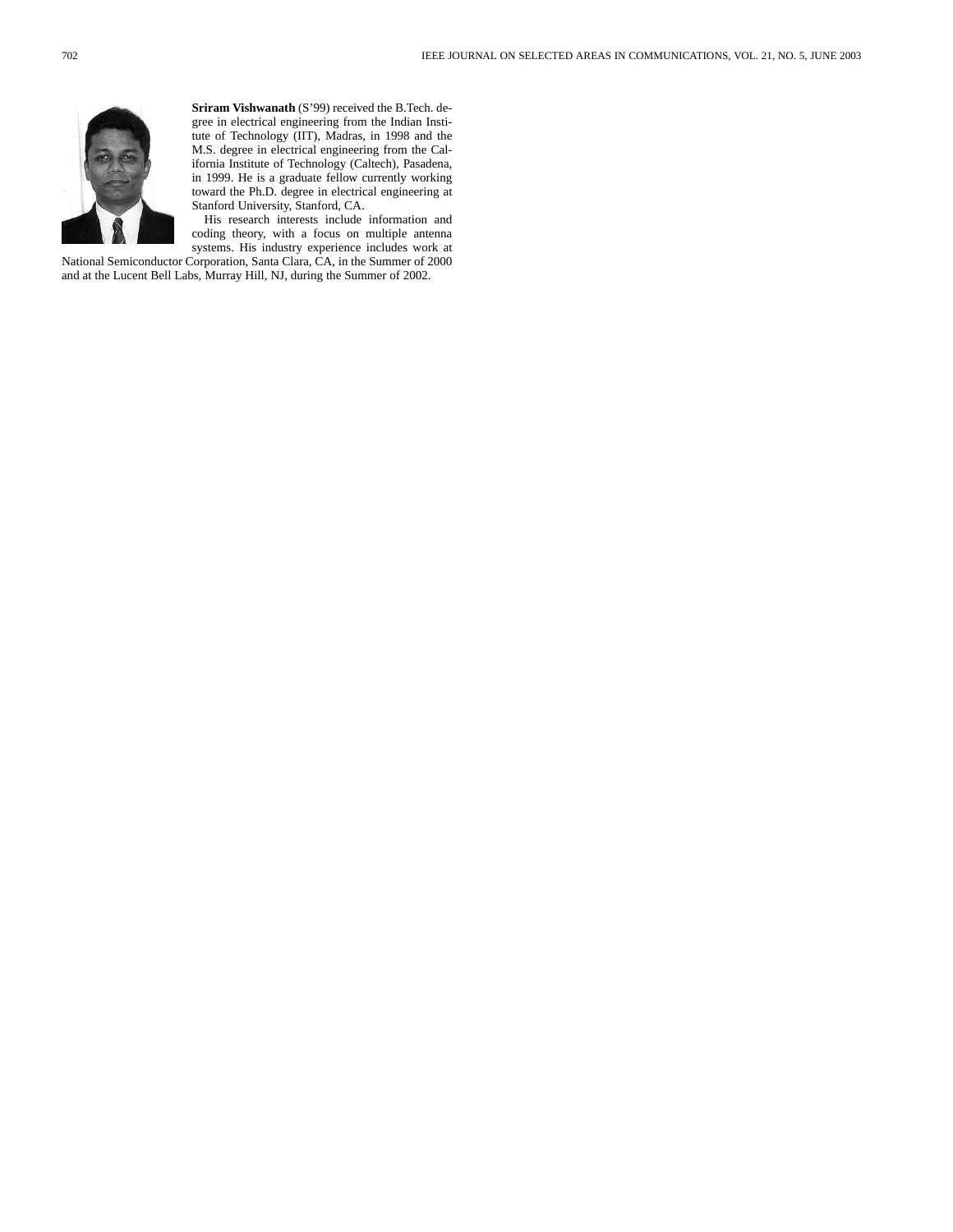**Sriram Vishwanath** (S'99) received the B.Tech. degree in electrical engineering from the Indian Institute of Technology (IIT), Madras, in 1998 and the M.S. degree in electrical engineering from the California Institute of Technology (Caltech), Pasadena, in 1999. He is a graduate fellow currently working toward the Ph.D. degree in electrical engineering at Stanford University, Stanford, CA.

His research interests include information and coding theory, with a focus on multiple antenna systems. His industry experience includes work at National Semiconductor Corporation, Santa Clara, CA, in the Summer of 2000 and at the Lucent Bell Labs, Murray Hill, NJ, during the Summer of 2002.